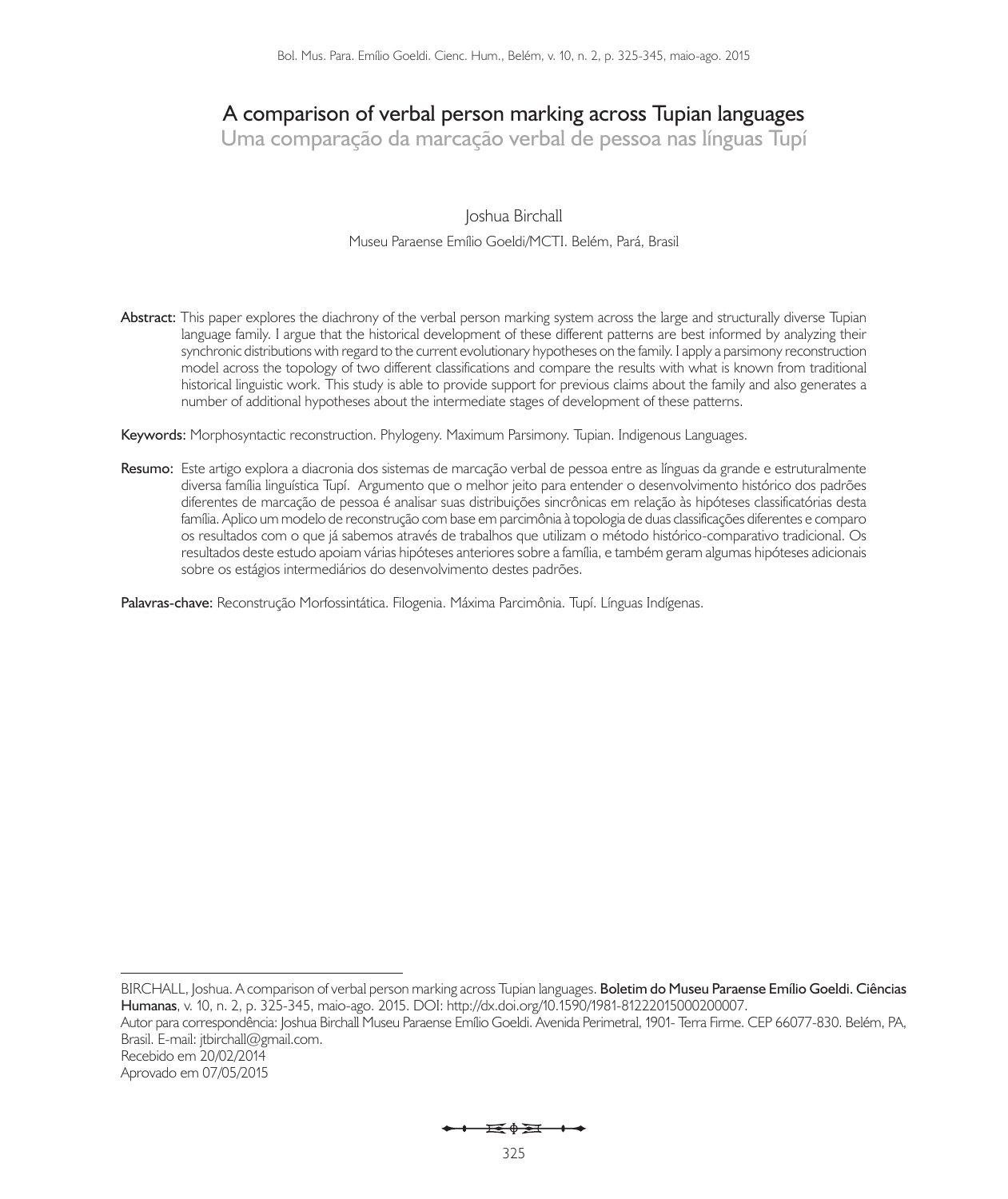# A comparison of verbal person marking across Tupian languages

## Uma comparação da marcação verbal de pessoa nas línguas Tupí

Joshua Birchall

Museu Paraense Emílio Goeldi/MCTI. Belém, Pará, Brasil

**Abstract:** This paper explores the diachrony of the verbal person marking system across the large and structurally diverse Tupian language family. I argue that the historical development of these different patterns are best informed by analyzing their synchronic distributions with regard to the current evolutionary hypotheses on the family. I apply a parsimony reconstruction model across the topology of two different classifications and compare the results with what is known from traditional historical linguistic work. This study is able to provide support for previous claims about the family and also generates a number of additional hypotheses about the intermediate stages of development of these patterns.

**Keywords:** Morphosyntactic reconstruction. Phylogeny. Maximum Parsimony. Tupian. Indigenous Languages.

**Resumo:** Este artigo explora a diacronia dos sistemas de marcação verbal de pessoa entre as línguas da grande e estruturalmente diversa família linguística Tupí. Argumento que o melhor jeito para entender o desenvolvimento histórico dos padrões diferentes de marcação de pessoa é analisar suas distribuições sincrônicas em relação às hipóteses classificatórias desta família. Aplico um modelo de reconstrução com base em parcimônia à topologia de duas classificações diferentes e comparo os resultados com o que já sabemos através de trabalhos que utilizam o método histórico-comparativo tradicional. Os resultados deste estudo apoiam várias hipóteses anteriores sobre a família, e também geram algumas hipóteses adicionais sobre os estágios intermediários do desenvolvimento destes padrões.

**Palavras-chave:** Reconstrução Morfossintática. Filogenia. Máxima Parcimônia. Tupí. Línguas Indígenas.

---

BIRCHALL, Joshua. A comparison of verbal person marking across Tupian languages. **Boletim do Museu Paraense Emílio Goeldi. Ciências Humanas**, v. 10, n. 2, p. 325-345, maio-ago. 2015. DOI: http://dx.doi.org/10.1590/1981-81222015000200007.

Autor para correspondência: Joshua Birchall Museu Paraense Emílio Goeldi. Avenida Perimetral, 1901- Terra Firme. CEP 66077-830. Belém, PA, Brasil. E-mail: jtbirchall@gmail.com.

Recebido em 20/02/2014

Aprovado em 07/05/2015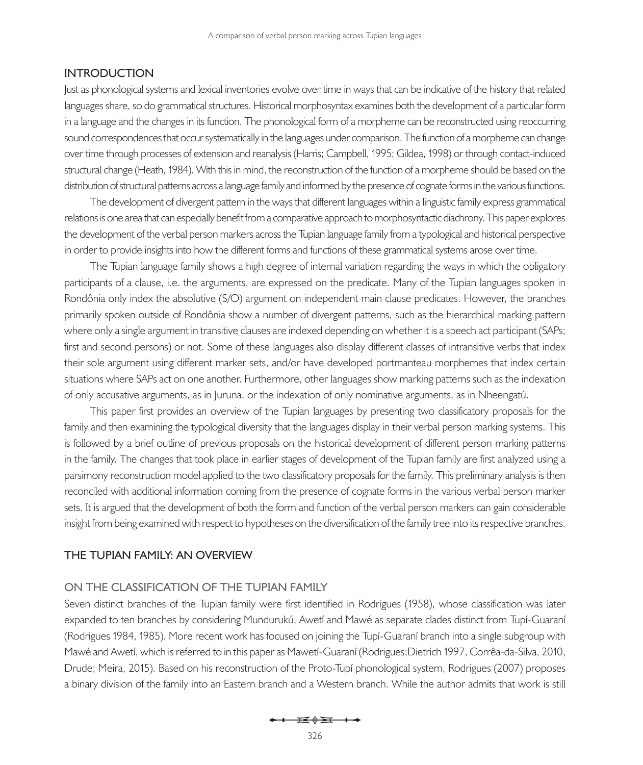## INTRODUCTION

Just as phonological systems and lexical inventories evolve over time in ways that can be indicative of the history that related languages share, so do grammatical structures. Historical morphosyntax examines both the development of a particular form in a language and the changes in its function. The phonological form of a morpheme can be reconstructed using reoccurring sound correspondences that occur systematically in the languages under comparison. The function of a morpheme can change over time through processes of extension and reanalysis (Harris; Campbell, 1995; Gildea, 1998) or through contact-induced structural change (Heath, 1984). With this in mind, the reconstruction of the function of a morpheme should be based on the distribution of structural patterns across a language family and informed by the presence of cognate forms in the various functions.

The development of divergent pattern in the ways that different languages within a linguistic family express grammatical relations is one area that can especially benefit from a comparative approach to morphosyntactic diachrony. This paper explores the development of the verbal person markers across the Tupian language family from a typological and historical perspective in order to provide insights into how the different forms and functions of these grammatical systems arose over time.

The Tupian language family shows a high degree of internal variation regarding the ways in which the obligatory participants of a clause, i.e. the arguments, are expressed on the predicate. Many of the Tupian languages spoken in Rondônia only index the absolutive (S/O) argument on independent main clause predicates. However, the branches primarily spoken outside of Rondônia show a number of divergent patterns, such as the hierarchical marking pattern where only a single argument in transitive clauses are indexed depending on whether it is a speech act participant (SAPs; first and second persons) or not. Some of these languages also display different classes of intransitive verbs that index their sole argument using different marker sets, and/or have developed portmanteau morphemes that index certain situations where SAPs act on one another. Furthermore, other languages show marking patterns such as the indexation of only accusative arguments, as in Juruna, or the indexation of only nominative arguments, as in Nheengatú.

This paper first provides an overview of the Tupian languages by presenting two classificatory proposals for the family and then examining the typological diversity that the languages display in their verbal person marking systems. This is followed by a brief outline of previous proposals on the historical development of different person marking patterns in the family. The changes that took place in earlier stages of development of the Tupian family are first analyzed using a parsimony reconstruction model applied to the two classificatory proposals for the family. This preliminary analysis is then reconciled with additional information coming from the presence of cognate forms in the various verbal person marker sets. It is argued that the development of both the form and function of the verbal person markers can gain considerable insight from being examined with respect to hypotheses on the diversification of the family tree into its respective branches.

## THE TUPIAN FAMILY: AN OVERVIEW

### ON THE CLASSIFICATION OF THE TUPIAN FAMILY

Seven distinct branches of the Tupian family were first identified in Rodrigues (1958), whose classification was later expanded to ten branches by considering Mundurukú, Awetí and Mawé as separate clades distinct from Tupí-Guaraní (Rodrigues 1984, 1985). More recent work has focused on joining the Tupí-Guaraní branch into a single subgroup with Mawé and Awetí, which is referred to in this paper as Mawetí-Guaraní (Rodrigues;Dietrich 1997, Corrêa-da-Silva, 2010, Drude; Meira, 2015). Based on his reconstruction of the Proto-Tupí phonological system, Rodrigues (2007) proposes a binary division of the family into an Eastern branch and a Western branch. While the author admits that work is still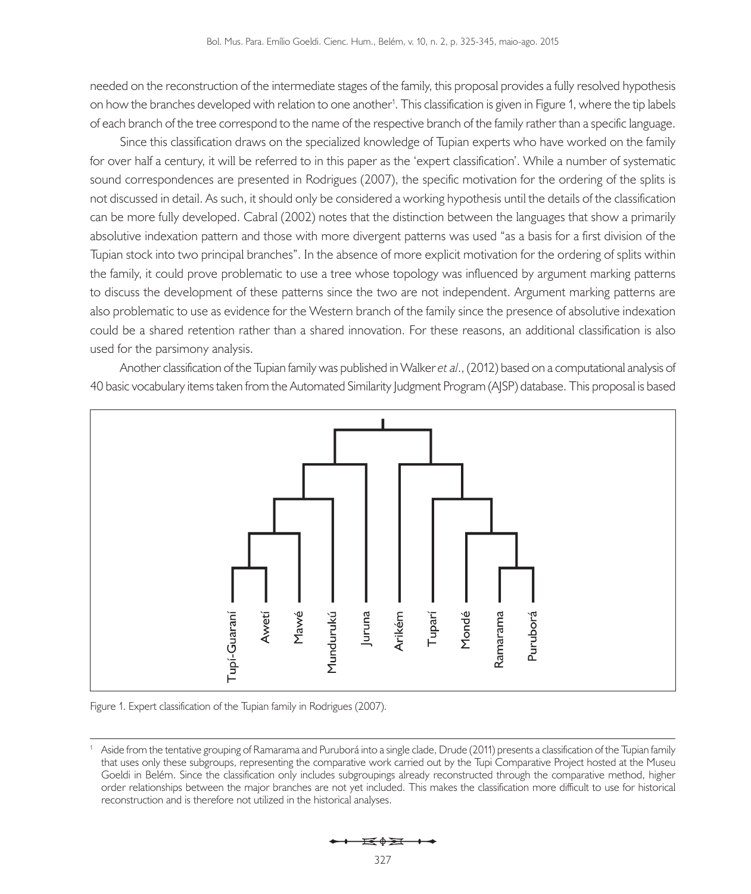needed on the reconstruction of the intermediate stages of the family, this proposal provides a fully resolved hypothesis on how the branches developed with relation to one another[1]. This classification is given in Figure 1, where the tip labels of each branch of the tree correspond to the name of the respective branch of the family rather than a specific language.

Since this classification draws on the specialized knowledge of Tupian experts who have worked on the family for over half a century, it will be referred to in this paper as the 'expert classification'. While a number of systematic sound correspondences are presented in Rodrigues (2007), the specific motivation for the ordering of the splits is not discussed in detail. As such, it should only be considered a working hypothesis until the details of the classification can be more fully developed. Cabral (2002) notes that the distinction between the languages that show a primarily absolutive indexation pattern and those with more divergent patterns was used "as a basis for a first division of the Tupian stock into two principal branches". In the absence of more explicit motivation for the ordering of splits within the family, it could prove problematic to use a tree whose topology was influenced by argument marking patterns to discuss the development of these patterns since the two are not independent. Argument marking patterns are also problematic to use as evidence for the Western branch of the family since the presence of absolutive indexation could be a shared retention rather than a shared innovation. For these reasons, an additional classification is also used for the parsimony analysis.

Another classification of the Tupian family was published in Walker *et al*., (2012) based on a computational analysis of 40 basic vocabulary items taken from the Automated Similarity Judgment Program (AJSP) database. This proposal is based

Tupí-Guaraní, Awetí, Mawé, Mundurukú, Juruna, Arikém, Tuparí, Mondé, Ramarama, Puruborá

Figure 1. Expert classification of the Tupian family in Rodrigues (2007).

[1] Aside from the tentative grouping of Ramarama and Puruborá into a single clade, Drude (2011) presents a classification of the Tupian family that uses only these subgroups, representing the comparative work carried out by the Tupi Comparative Project hosted at the Museu Goeldi in Belém. Since the classification only includes subgroupings already reconstructed through the comparative method, higher order relationships between the major branches are not yet included. This makes the classification more difficult to use for historical reconstruction and is therefore not utilized in the historical analyses.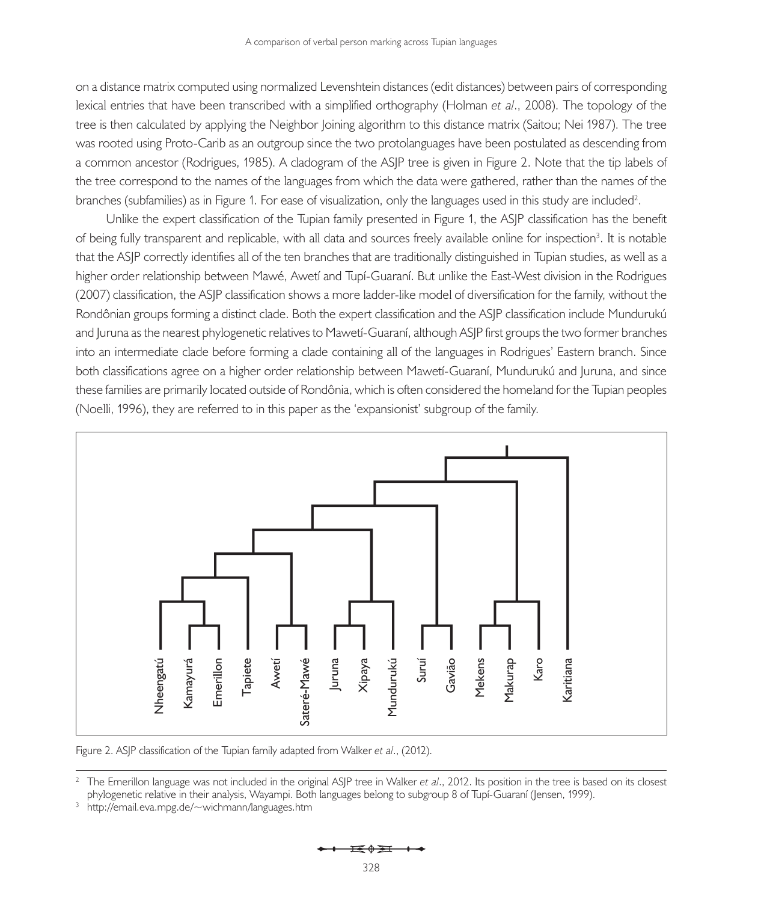on a distance matrix computed using normalized Levenshtein distances (edit distances) between pairs of corresponding lexical entries that have been transcribed with a simplified orthography (Holman *et al*., 2008). The topology of the tree is then calculated by applying the Neighbor Joining algorithm to this distance matrix (Saitou; Nei 1987). The tree was rooted using Proto-Carib as an outgroup since the two protolanguages have been postulated as descending from a common ancestor (Rodrigues, 1985). A cladogram of the ASJP tree is given in Figure 2. Note that the tip labels of the tree correspond to the names of the languages from which the data were gathered, rather than the names of the branches (subfamilies) as in Figure 1. For ease of visualization, only the languages used in this study are included[2].

Unlike the expert classification of the Tupian family presented in Figure 1, the ASJP classification has the benefit of being fully transparent and replicable, with all data and sources freely available online for inspection[3]. It is notable that the ASJP correctly identifies all of the ten branches that are traditionally distinguished in Tupian studies, as well as a higher order relationship between Mawé, Awetí and Tupí-Guaraní. But unlike the East-West division in the Rodrigues (2007) classification, the ASJP classification shows a more ladder-like model of diversification for the family, without the Rondônian groups forming a distinct clade. Both the expert classification and the ASJP classification include Mundurukú and Juruna as the nearest phylogenetic relatives to Mawetí-Guaraní, although ASJP first groups the two former branches into an intermediate clade before forming a clade containing all of the languages in Rodrigues' Eastern branch. Since both classifications agree on a higher order relationship between Mawetí-Guaraní, Mundurukú and Juruna, and since these families are primarily located outside of Rondônia, which is often considered the homeland for the Tupian peoples (Noelli, 1996), they are referred to in this paper as the 'expansionist' subgroup of the family.

Nheengatú, Kamayurá, Emerillon, Tapiete, Awetí, Sateré-Mawé, Juruna, Xipaya, Mundurukú, Suruí, Gavião, Mekens, Makurap, Karo, Karitiana

Figure 2. ASJP classification of the Tupian family adapted from Walker *et al*., (2012).

---

[2] The Emerillon language was not included in the original ASJP tree in Walker *et al*., 2012. Its position in the tree is based on its closest phylogenetic relative in their analysis, Wayampi. Both languages belong to subgroup 8 of Tupí-Guaraní (Jensen, 1999).

[3] http://email.eva.mpg.de/~wichmann/languages.htm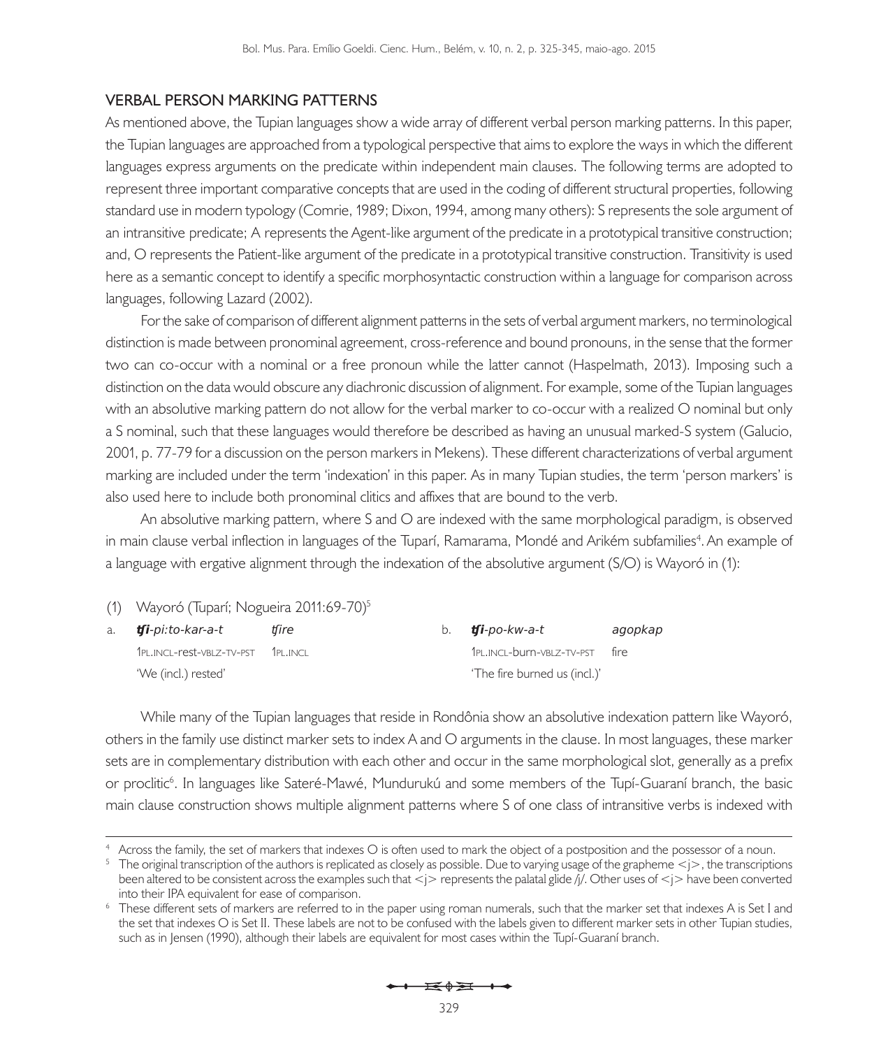## VERBAL PERSON MARKING PATTERNS

As mentioned above, the Tupian languages show a wide array of different verbal person marking patterns. In this paper, the Tupian languages are approached from a typological perspective that aims to explore the ways in which the different languages express arguments on the predicate within independent main clauses. The following terms are adopted to represent three important comparative concepts that are used in the coding of different structural properties, following standard use in modern typology (Comrie, 1989; Dixon, 1994, among many others): S represents the sole argument of an intransitive predicate; A represents the Agent-like argument of the predicate in a prototypical transitive construction; and, O represents the Patient-like argument of the predicate in a prototypical transitive construction. Transitivity is used here as a semantic concept to identify a specific morphosyntactic construction within a language for comparison across languages, following Lazard (2002).

For the sake of comparison of different alignment patterns in the sets of verbal argument markers, no terminological distinction is made between pronominal agreement, cross-reference and bound pronouns, in the sense that the former two can co-occur with a nominal or a free pronoun while the latter cannot (Haspelmath, 2013). Imposing such a distinction on the data would obscure any diachronic discussion of alignment. For example, some of the Tupian languages with an absolutive marking pattern do not allow for the verbal marker to co-occur with a realized O nominal but only a S nominal, such that these languages would therefore be described as having an unusual marked-S system (Galucio, 2001, p. 77-79 for a discussion on the person markers in Mekens). These different characterizations of verbal argument marking are included under the term 'indexation' in this paper. As in many Tupian studies, the term 'person markers' is also used here to include both pronominal clitics and affixes that are bound to the verb.

An absolutive marking pattern, where S and O are indexed with the same morphological paradigm, is observed in main clause verbal inflection in languages of the Tuparí, Ramarama, Mondé and Arikém subfamilies[4]. An example of a language with ergative alignment through the indexation of the absolutive argument (S/O) is Wayoró in (1):

(1) Wayoró (Tuparí; Nogueira 2011:69-70)[5]

a. ***ʧi**-pi:to-kar-a-t* *ʧire*
1PL.INCL-rest-VBLZ-TV-PST 1PL.INCL
'We (incl.) rested'

b. ***ʧi**-po-kw-a-t* *agopkap*
1PL.INCL-burn-VBLZ-TV-PST fire
'The fire burned us (incl.)'

While many of the Tupian languages that reside in Rondônia show an absolutive indexation pattern like Wayoró, others in the family use distinct marker sets to index A and O arguments in the clause. In most languages, these marker sets are in complementary distribution with each other and occur in the same morphological slot, generally as a prefix or proclitic[6]. In languages like Sateré-Mawé, Mundurukú and some members of the Tupí-Guaraní branch, the basic main clause construction shows multiple alignment patterns where S of one class of intransitive verbs is indexed with

---

[4] Across the family, the set of markers that indexes O is often used to mark the object of a postposition and the possessor of a noun.

[5] The original transcription of the authors is replicated as closely as possible. Due to varying usage of the grapheme <j>, the transcriptions been altered to be consistent across the examples such that <j> represents the palatal glide /j/. Other uses of <j> have been converted into their IPA equivalent for ease of comparison.

[6] These different sets of markers are referred to in the paper using roman numerals, such that the marker set that indexes A is Set I and the set that indexes O is Set II. These labels are not to be confused with the labels given to different marker sets in other Tupian studies, such as in Jensen (1990), although their labels are equivalent for most cases within the Tupí-Guaraní branch.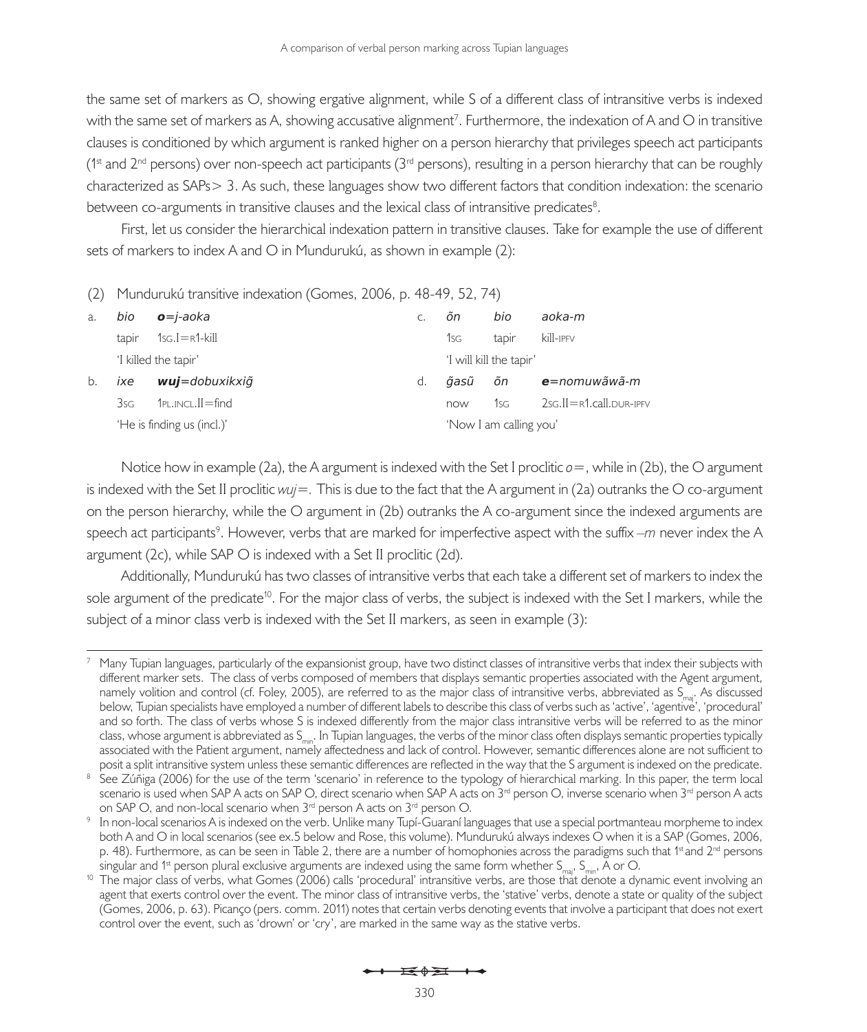the same set of markers as O, showing ergative alignment, while S of a different class of intransitive verbs is indexed with the same set of markers as A, showing accusative alignment[7]. Furthermore, the indexation of A and O in transitive clauses is conditioned by which argument is ranked higher on a person hierarchy that privileges speech act participants (1st and 2nd persons) over non-speech act participants (3rd persons), resulting in a person hierarchy that can be roughly characterized as SAPs > 3. As such, these languages show two different factors that condition indexation: the scenario between co-arguments in transitive clauses and the lexical class of intransitive predicates[8].

First, let us consider the hierarchical indexation pattern in transitive clauses. Take for example the use of different sets of markers to index A and O in Mundurukú, as shown in example (2):

(2) Mundurukú transitive indexation (Gomes, 2006, p. 48-49, 52, 74)

a. *bio* ***o***=*j-aoka*
tapir 1SG.I=R1-kill
'I killed the tapir'

b. *ixe* ***wuj***=*dobuxikxiĝ*
3SG 1PL.INCL.II=find
'He is finding us (incl.)'

c. *õn* *bio* *aoka-m*
1SG tapir kill-IPFV
'I will kill the tapir'

d. *ĝasũ* *õn* ***e***=*nomuwãwã-m*
now 1SG 2SG.II=R1.call.DUR-IPFV
'Now I am calling you'

Notice how in example (2a), the A argument is indexed with the Set I proclitic *o*=, while in (2b), the O argument is indexed with the Set II proclitic *wuj*=. This is due to the fact that the A argument in (2a) outranks the O co-argument on the person hierarchy, while the O argument in (2b) outranks the A co-argument since the indexed arguments are speech act participants[9]. However, verbs that are marked for imperfective aspect with the suffix *–m* never index the A argument (2c), while SAP O is indexed with a Set II proclitic (2d).

Additionally, Mundurukú has two classes of intransitive verbs that each take a different set of markers to index the sole argument of the predicate[10]. For the major class of verbs, the subject is indexed with the Set I markers, while the subject of a minor class verb is indexed with the Set II markers, as seen in example (3):

---

[7] Many Tupian languages, particularly of the expansionist group, have two distinct classes of intransitive verbs that index their subjects with different marker sets. The class of verbs composed of members that displays semantic properties associated with the Agent argument, namely volition and control (cf. Foley, 2005), are referred to as the major class of intransitive verbs, abbreviated as $S_{maj}$. As discussed below, Tupian specialists have employed a number of different labels to describe this class of verbs such as 'active', 'agentive', 'procedural' and so forth. The class of verbs whose S is indexed differently from the major class intransitive verbs will be referred to as the minor class, whose argument is abbreviated as $S_{min}$. In Tupian languages, the verbs of the minor class often displays semantic properties typically associated with the Patient argument, namely affectedness and lack of control. However, semantic differences alone are not sufficient to posit a split intransitive system unless these semantic differences are reflected in the way that the S argument is indexed on the predicate.

[8] See Zúñiga (2006) for the use of the term 'scenario' in reference to the typology of hierarchical marking. In this paper, the term local scenario is used when SAP A acts on SAP O, direct scenario when SAP A acts on 3rd person O, inverse scenario when 3rd person A acts on SAP O, and non-local scenario when 3rd person A acts on 3rd person O.

[9] In non-local scenarios A is indexed on the verb. Unlike many Tupí-Guaraní languages that use a special portmanteau morpheme to index both A and O in local scenarios (see ex.5 below and Rose, this volume). Mundurukú always indexes O when it is a SAP (Gomes, 2006, p. 48). Furthermore, as can be seen in Table 2, there are a number of homophonies across the paradigms such that 1st and 2nd persons singular and 1st person plural exclusive arguments are indexed using the same form whether $S_{maj}$, $S_{min}$, A or O.

[10] The major class of verbs, what Gomes (2006) calls 'procedural' intransitive verbs, are those that denote a dynamic event involving an agent that exerts control over the event. The minor class of intransitive verbs, the 'stative' verbs, denote a state or quality of the subject (Gomes, 2006, p. 63). Picanço (pers. comm. 2011) notes that certain verbs denoting events that involve a participant that does not exert control over the event, such as 'drown' or 'cry', are marked in the same way as the stative verbs.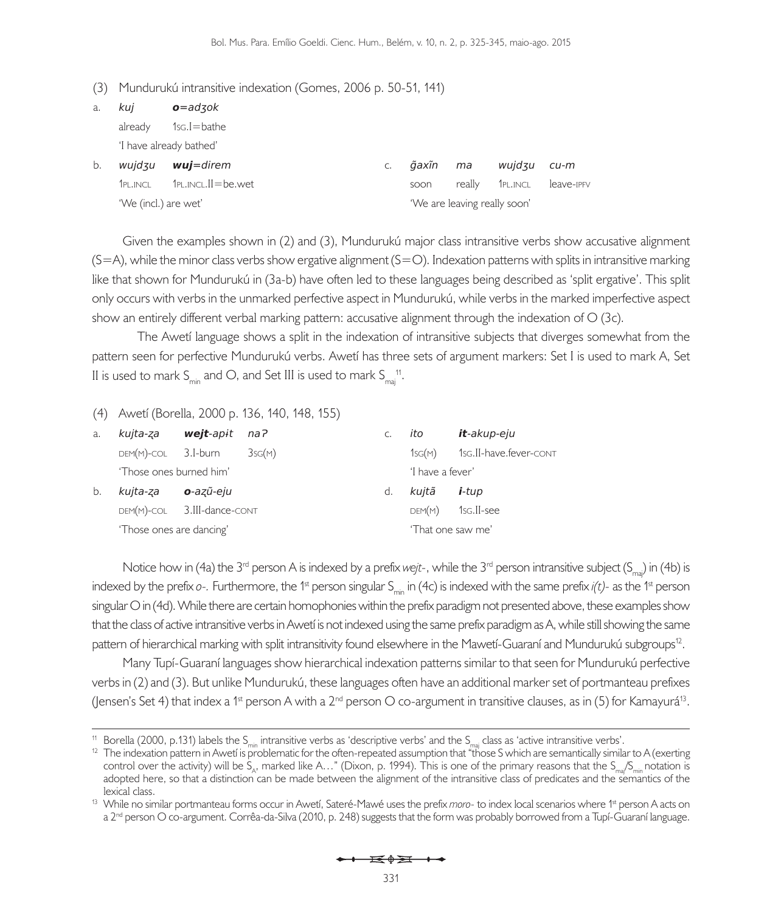(3) Mundurukú intransitive indexation (Gomes, 2006 p. 50-51, 141)

a. *kuj* ***o****=adʒok*
already 1SG.I=bathe
'I have already bathed'

b. *wujdʒu* ***wuj****=direm*
1PL.INCL 1PL.INCL.II=be.wet
'We (incl.) are wet'

c. *ɡ̃axĩn ma wujdʒu cu-m*
soon really 1PL.INCL leave-IPFV
'We are leaving really soon'

Given the examples shown in (2) and (3), Mundurukú major class intransitive verbs show accusative alignment (S=A), while the minor class verbs show ergative alignment (S=O). Indexation patterns with splits in intransitive marking like that shown for Mundurukú in (3a-b) have often led to these languages being described as 'split ergative'. This split only occurs with verbs in the unmarked perfective aspect in Mundurukú, while verbs in the marked imperfective aspect show an entirely different verbal marking pattern: accusative alignment through the indexation of O (3c).

The Awetí language shows a split in the indexation of intransitive subjects that diverges somewhat from the pattern seen for perfective Mundurukú verbs. Awetí has three sets of argument markers: Set I is used to mark A, Set II is used to mark $S_{min}$ and O, and Set III is used to mark $S_{maj}$[11].

(4) Awetí (Borella, 2000 p. 136, 140, 148, 155)

a. *kujta-ẓa* ***wejt****-apɨt naʔ*
DEM(M)-COL 3.I-burn 3SG(M)
'Those ones burned him'

b. *kujta-ẓa* ***o****-aẓũ-eju*
DEM(M)-COL 3.III-dance-CONT
'Those ones are dancing'

c. *ito* ***it****-akup-eju*
1SG(M) 1SG.II-have.fever-CONT
'I have a fever'

d. *kujtã* ***i****-tup*
DEM(M) 1SG.II-see
'That one saw me'

Notice how in (4a) the 3rd person A is indexed by a prefix *wejt-*, while the 3rd person intransitive subject ($S_{maj}$) in (4b) is indexed by the prefix *o-.* Furthermore, the 1st person singular $S_{min}$ in (4c) is indexed with the same prefix *i(t)-* as the 1st person singular O in (4d). While there are certain homophonies within the prefix paradigm not presented above, these examples show that the class of active intransitive verbs in Awetí is not indexed using the same prefix paradigm as A, while still showing the same pattern of hierarchical marking with split intransitivity found elsewhere in the Mawetí-Guaraní and Mundurukú subgroups[12].

Many Tupí-Guaraní languages show hierarchical indexation patterns similar to that seen for Mundurukú perfective verbs in (2) and (3). But unlike Mundurukú, these languages often have an additional marker set of portmanteau prefixes (Jensen's Set 4) that index a 1st person A with a 2nd person O co-argument in transitive clauses, as in (5) for Kamayurá[13].

---

[11] Borella (2000, p.131) labels the $S_{min}$ intransitive verbs as 'descriptive verbs' and the $S_{maj}$ class as 'active intransitive verbs'.

[12] The indexation pattern in Awetí is problematic for the often-repeated assumption that "those S which are semantically similar to A (exerting control over the activity) will be $S_A$, marked like A…" (Dixon, p. 1994). This is one of the primary reasons that the $S_{maj}/S_{min}$ notation is adopted here, so that a distinction can be made between the alignment of the intransitive class of predicates and the semantics of the lexical class.

[13] While no similar portmanteau forms occur in Awetí, Sateré-Mawé uses the prefix *moro-* to index local scenarios where 1st person A acts on a 2nd person O co-argument. Corrêa-da-Silva (2010, p. 248) suggests that the form was probably borrowed from a Tupí-Guaraní language.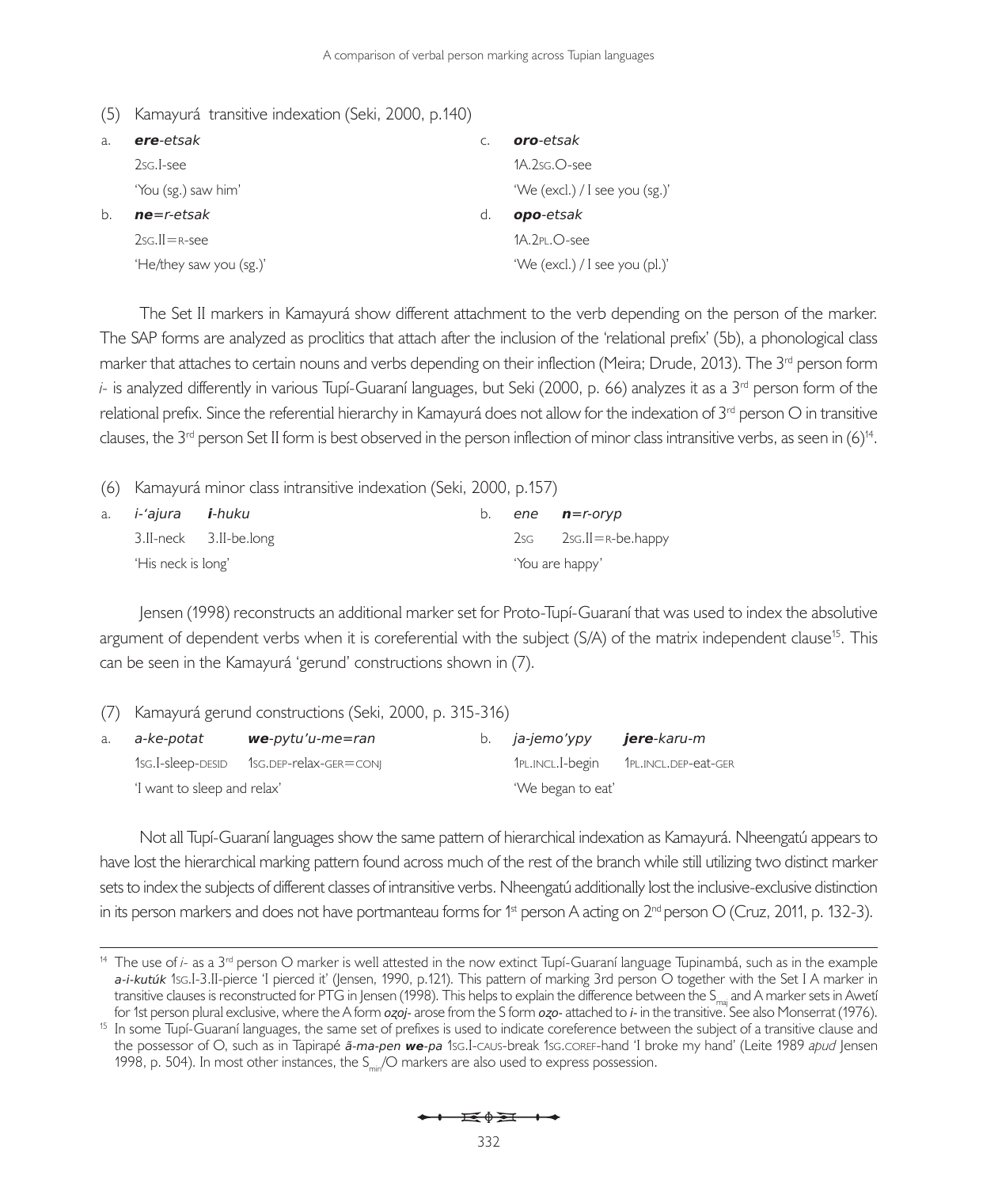(5) Kamayurá transitive indexation (Seki, 2000, p.140)

a. ***ere**-etsak*
   2SG.I-see
   'You (sg.) saw him'

b. ***ne**=r-etsak*
   2SG.II=R-see
   'He/they saw you (sg.)'

c. ***oro**-etsak*
   1A.2SG.O-see
   'We (excl.) / I see you (sg.)'

d. ***opo**-etsak*
   1A.2PL.O-see
   'We (excl.) / I see you (pl.)'

The Set II markers in Kamayurá show different attachment to the verb depending on the person of the marker. The SAP forms are analyzed as proclitics that attach after the inclusion of the 'relational prefix' (5b), a phonological class marker that attaches to certain nouns and verbs depending on their inflection (Meira; Drude, 2013). The 3rd person form *i-* is analyzed differently in various Tupí-Guaraní languages, but Seki (2000, p. 66) analyzes it as a 3rd person form of the relational prefix. Since the referential hierarchy in Kamayurá does not allow for the indexation of 3rd person O in transitive clauses, the 3rd person Set II form is best observed in the person inflection of minor class intransitive verbs, as seen in (6)[14].

(6) Kamayurá minor class intransitive indexation (Seki, 2000, p.157)

a. *i-'ajura* ***i**-huku*
   3.II-neck 3.II-be.long
   'His neck is long'

b. *ene* ***n**=r-oryp*
   2SG 2SG.II=R-be.happy
   'You are happy'

Jensen (1998) reconstructs an additional marker set for Proto-Tupí-Guaraní that was used to index the absolutive argument of dependent verbs when it is coreferential with the subject (S/A) of the matrix independent clause[15]. This can be seen in the Kamayurá 'gerund' constructions shown in (7).

(7) Kamayurá gerund constructions (Seki, 2000, p. 315-316)

a. *a-ke-potat* ***we**-pytu'u-me=ran*
   1SG.I-sleep-DESID 1SG.DEP-relax-GER=CONJ
   'I want to sleep and relax'

b. *ja-jemo'ypy* ***jere**-karu-m*
   1PL.INCL.I-begin 1PL.INCL.DEP-eat-GER
   'We began to eat'

Not all Tupí-Guaraní languages show the same pattern of hierarchical indexation as Kamayurá. Nheengatú appears to have lost the hierarchical marking pattern found across much of the rest of the branch while still utilizing two distinct marker sets to index the subjects of different classes of intransitive verbs. Nheengatú additionally lost the inclusive-exclusive distinction in its person markers and does not have portmanteau forms for 1st person A acting on 2nd person O (Cruz, 2011, p. 132-3).

---

[14] The use of *i-* as a 3rd person O marker is well attested in the now extinct Tupí-Guaraní language Tupinambá, such as in the example ***a-i-kutúk*** 1SG.I-3.II-pierce 'I pierced it' (Jensen, 1990, p.121). This pattern of marking 3rd person O together with the Set I A marker in transitive clauses is reconstructed for PTG in Jensen (1998). This helps to explain the difference between the $S_{maj}$ and A marker sets in Awetí for 1st person plural exclusive, where the A form ***oẓoj-*** arose from the S form ***oẓo-*** attached to ***i-*** in the transitive. See also Monserrat (1976).

[15] In some Tupí-Guaraní languages, the same set of prefixes is used to indicate coreference between the subject of a transitive clause and the possessor of O, such as in Tapirapé ***ã-ma-pen we-pa*** 1SG.I-CAUS-break 1SG.COREF-hand 'I broke my hand' (Leite 1989 *apud* Jensen 1998, p. 504). In most other instances, the $S_{min}$/O markers are also used to express possession.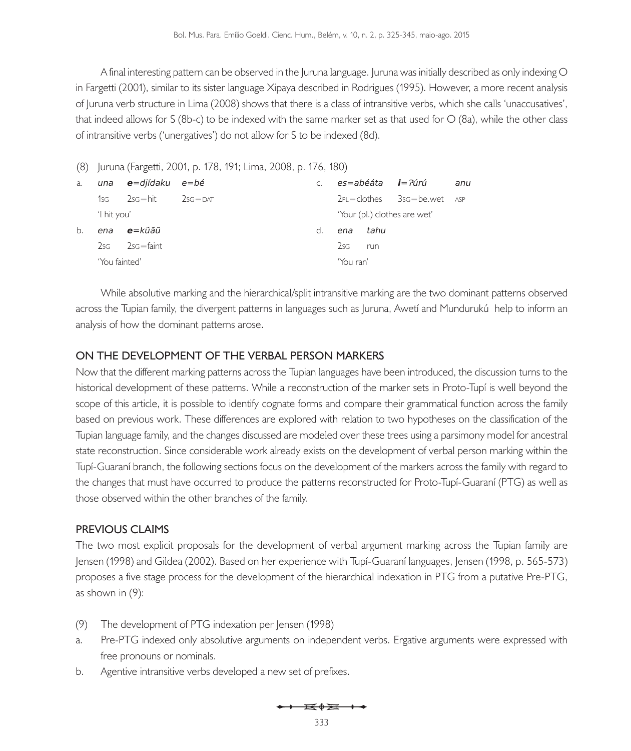A final interesting pattern can be observed in the Juruna language. Juruna was initially described as only indexing O in Fargetti (2001), similar to its sister language Xipaya described in Rodrigues (1995). However, a more recent analysis of Juruna verb structure in Lima (2008) shows that there is a class of intransitive verbs, which she calls 'unaccusatives', that indeed allows for S (8b-c) to be indexed with the same marker set as that used for O (8a), while the other class of intransitive verbs ('unergatives') do not allow for S to be indexed (8d).

(8) Juruna (Fargetti, 2001, p. 178, 191; Lima, 2008, p. 176, 180)

a. *una* ***e****=djídaku* *e=bé*
   1SG 2SG=hit 2SG=DAT
   'I hit you'

b. *ena* ***e****=kũãũ*
   2SG 2SG=faint
   'You fainted'

c. *es=abéáta* ***i****=ʔúrú* *anu*
   2PL=clothes 3SG=be.wet ASP
   'Your (pl.) clothes are wet'

d. *ena* *tahu*
   2SG run
   'You ran'

While absolutive marking and the hierarchical/split intransitive marking are the two dominant patterns observed across the Tupian family, the divergent patterns in languages such as Juruna, Awetí and Mundurukú help to inform an analysis of how the dominant patterns arose.

## ON THE DEVELOPMENT OF THE VERBAL PERSON MARKERS

Now that the different marking patterns across the Tupian languages have been introduced, the discussion turns to the historical development of these patterns. While a reconstruction of the marker sets in Proto-Tupí is well beyond the scope of this article, it is possible to identify cognate forms and compare their grammatical function across the family based on previous work. These differences are explored with relation to two hypotheses on the classification of the Tupian language family, and the changes discussed are modeled over these trees using a parsimony model for ancestral state reconstruction. Since considerable work already exists on the development of verbal person marking within the Tupí-Guaraní branch, the following sections focus on the development of the markers across the family with regard to the changes that must have occurred to produce the patterns reconstructed for Proto-Tupí-Guaraní (PTG) as well as those observed within the other branches of the family.

## PREVIOUS CLAIMS

The two most explicit proposals for the development of verbal argument marking across the Tupian family are Jensen (1998) and Gildea (2002). Based on her experience with Tupí-Guaraní languages, Jensen (1998, p. 565-573) proposes a five stage process for the development of the hierarchical indexation in PTG from a putative Pre-PTG, as shown in (9):

(9) The development of PTG indexation per Jensen (1998)

a. Pre-PTG indexed only absolutive arguments on independent verbs. Ergative arguments were expressed with free pronouns or nominals.

b. Agentive intransitive verbs developed a new set of prefixes.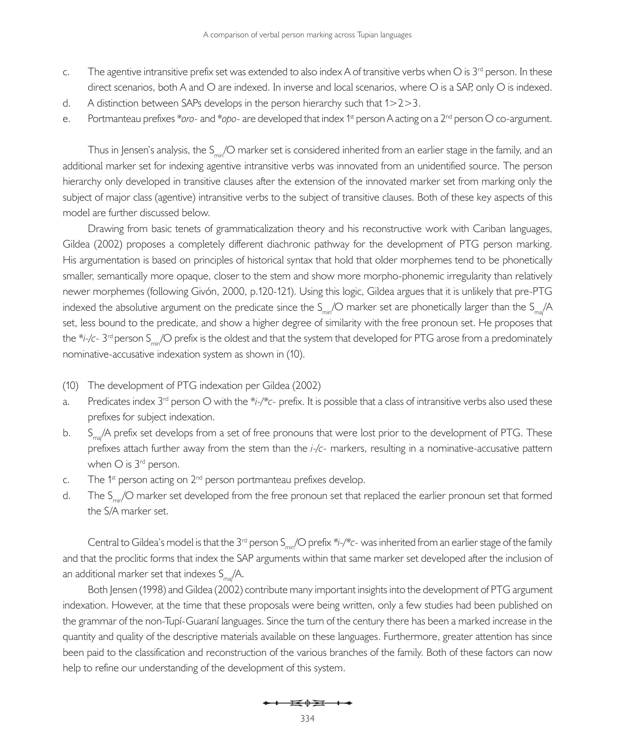c. The agentive intransitive prefix set was extended to also index A of transitive verbs when O is 3rd person. In these direct scenarios, both A and O are indexed. In inverse and local scenarios, where O is a SAP, only O is indexed.

d. A distinction between SAPs develops in the person hierarchy such that 1>2>3.

e. Portmanteau prefixes **oro-* and **opo-* are developed that index 1st person A acting on a 2nd person O co-argument.

Thus in Jensen's analysis, the $S_{min}$/O marker set is considered inherited from an earlier stage in the family, and an additional marker set for indexing agentive intransitive verbs was innovated from an unidentified source. The person hierarchy only developed in transitive clauses after the extension of the innovated marker set from marking only the subject of major class (agentive) intransitive verbs to the subject of transitive clauses. Both of these key aspects of this model are further discussed below.

Drawing from basic tenets of grammaticalization theory and his reconstructive work with Cariban languages, Gildea (2002) proposes a completely different diachronic pathway for the development of PTG person marking. His argumentation is based on principles of historical syntax that hold that older morphemes tend to be phonetically smaller, semantically more opaque, closer to the stem and show more morpho-phonemic irregularity than relatively newer morphemes (following Givón, 2000, p.120-121). Using this logic, Gildea argues that it is unlikely that pre-PTG indexed the absolutive argument on the predicate since the $S_{min}$/O marker set are phonetically larger than the $S_{maj}$/A set, less bound to the predicate, and show a higher degree of similarity with the free pronoun set. He proposes that the **i-/c-* 3rd person $S_{min}$/O prefix is the oldest and that the system that developed for PTG arose from a predominately nominative-accusative indexation system as shown in (10).

(10) The development of PTG indexation per Gildea (2002)

a. Predicates index 3rd person O with the **i-/*c-* prefix. It is possible that a class of intransitive verbs also used these prefixes for subject indexation.

b. $S_{maj}$/A prefix set develops from a set of free pronouns that were lost prior to the development of PTG. These prefixes attach further away from the stem than the *i-/c-* markers, resulting in a nominative-accusative pattern when O is 3rd person.

c. The 1st person acting on 2nd person portmanteau prefixes develop.

d. The $S_{min}$/O marker set developed from the free pronoun set that replaced the earlier pronoun set that formed the S/A marker set.

Central to Gildea's model is that the 3rd person $S_{min}$/O prefix **i-/*c-* was inherited from an earlier stage of the family and that the proclitic forms that index the SAP arguments within that same marker set developed after the inclusion of an additional marker set that indexes $S_{maj}$/A.

Both Jensen (1998) and Gildea (2002) contribute many important insights into the development of PTG argument indexation. However, at the time that these proposals were being written, only a few studies had been published on the grammar of the non-Tupí-Guaraní languages. Since the turn of the century there has been a marked increase in the quantity and quality of the descriptive materials available on these languages. Furthermore, greater attention has since been paid to the classification and reconstruction of the various branches of the family. Both of these factors can now help to refine our understanding of the development of this system.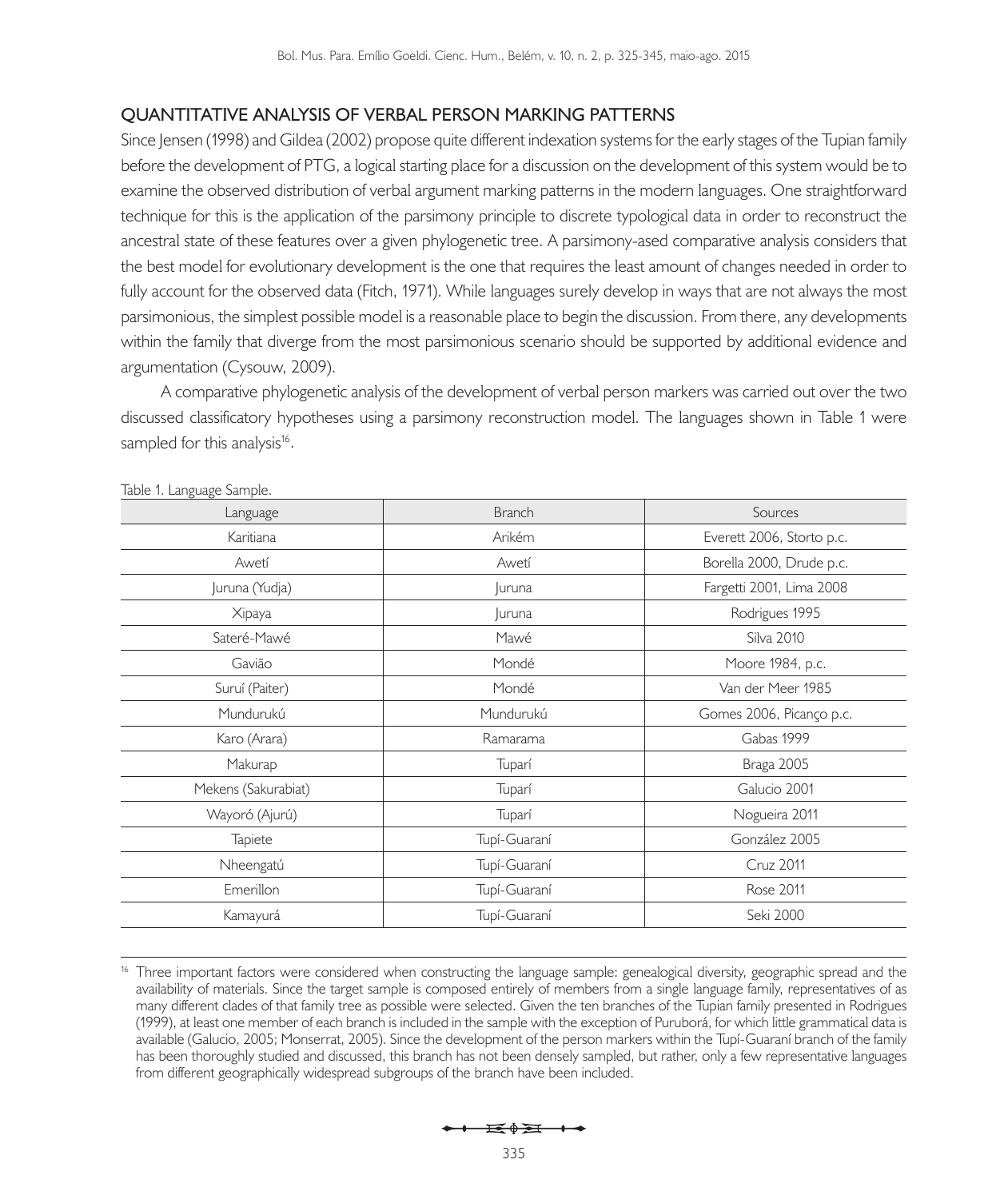## QUANTITATIVE ANALYSIS OF VERBAL PERSON MARKING PATTERNS

Since Jensen (1998) and Gildea (2002) propose quite different indexation systems for the early stages of the Tupian family before the development of PTG, a logical starting place for a discussion on the development of this system would be to examine the observed distribution of verbal argument marking patterns in the modern languages. One straightforward technique for this is the application of the parsimony principle to discrete typological data in order to reconstruct the ancestral state of these features over a given phylogenetic tree. A parsimony-ased comparative analysis considers that the best model for evolutionary development is the one that requires the least amount of changes needed in order to fully account for the observed data (Fitch, 1971). While languages surely develop in ways that are not always the most parsimonious, the simplest possible model is a reasonable place to begin the discussion. From there, any developments within the family that diverge from the most parsimonious scenario should be supported by additional evidence and argumentation (Cysouw, 2009).

A comparative phylogenetic analysis of the development of verbal person markers was carried out over the two discussed classificatory hypotheses using a parsimony reconstruction model. The languages shown in Table 1 were sampled for this analysis[16].

Table 1. Language Sample.

| Language | Branch | Sources |
|---|---|---|
| Karitiana | Arikém | Everett 2006, Storto p.c. |
| Awetí | Awetí | Borella 2000, Drude p.c. |
| Juruna (Yudja) | Juruna | Fargetti 2001, Lima 2008 |
| Xipaya | Juruna | Rodrigues 1995 |
| Sateré-Mawé | Mawé | Silva 2010 |
| Gavião | Mondé | Moore 1984, p.c. |
| Suruí (Paiter) | Mondé | Van der Meer 1985 |
| Mundurukú | Mundurukú | Gomes 2006, Picanço p.c. |
| Karo (Arara) | Ramarama | Gabas 1999 |
| Makurap | Tuparí | Braga 2005 |
| Mekens (Sakurabiat) | Tuparí | Galucio 2001 |
| Wayoró (Ajurú) | Tuparí | Nogueira 2011 |
| Tapiete | Tupí-Guaraní | González 2005 |
| Nheengatú | Tupí-Guaraní | Cruz 2011 |
| Emerillon | Tupí-Guaraní | Rose 2011 |
| Kamayurá | Tupí-Guaraní | Seki 2000 |

[16] Three important factors were considered when constructing the language sample: genealogical diversity, geographic spread and the availability of materials. Since the target sample is composed entirely of members from a single language family, representatives of as many different clades of that family tree as possible were selected. Given the ten branches of the Tupian family presented in Rodrigues (1999), at least one member of each branch is included in the sample with the exception of Puruborá, for which little grammatical data is available (Galucio, 2005; Monserrat, 2005). Since the development of the person markers within the Tupí-Guaraní branch of the family has been thoroughly studied and discussed, this branch has not been densely sampled, but rather, only a few representative languages from different geographically widespread subgroups of the branch have been included.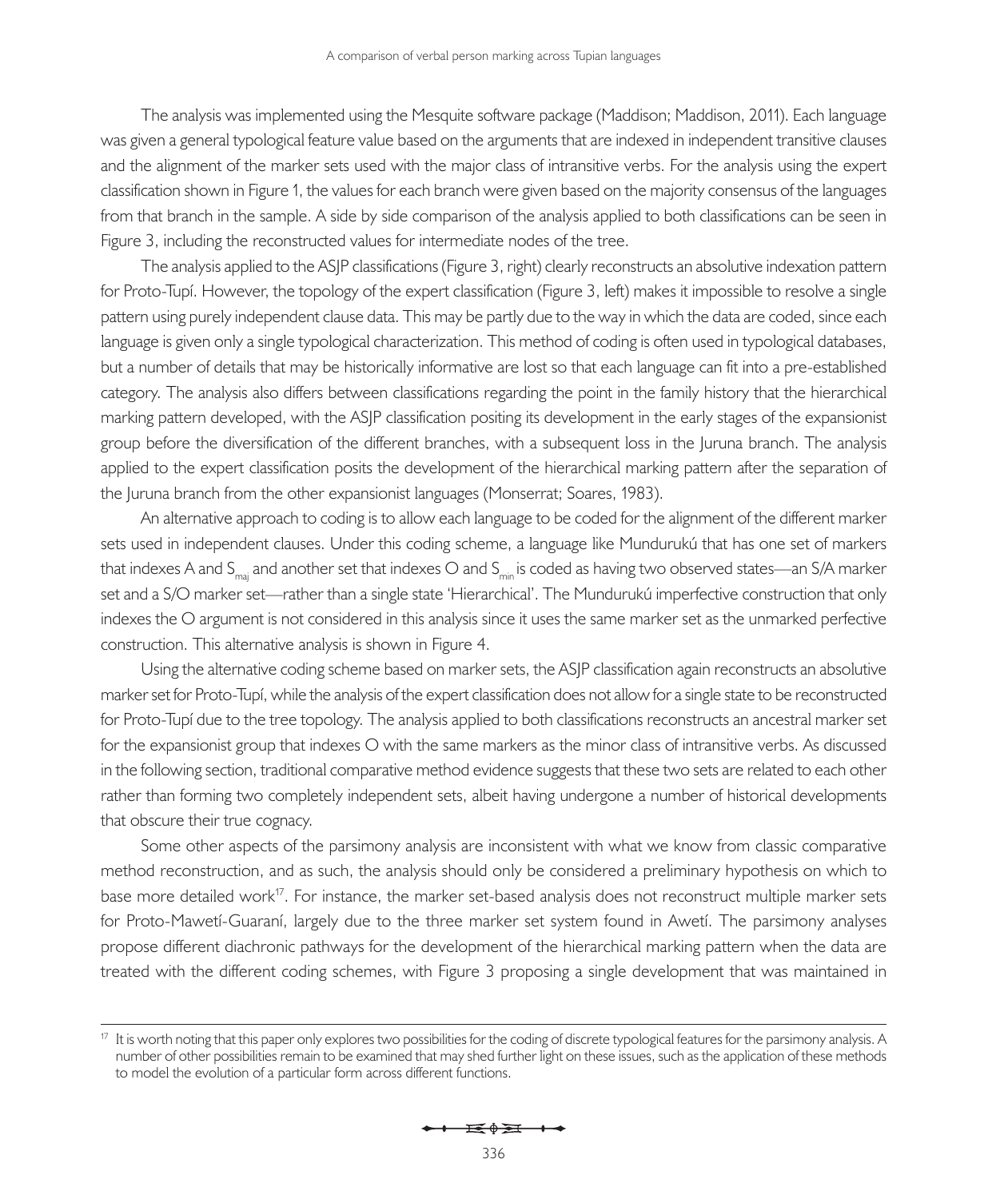The analysis was implemented using the Mesquite software package (Maddison; Maddison, 2011). Each language was given a general typological feature value based on the arguments that are indexed in independent transitive clauses and the alignment of the marker sets used with the major class of intransitive verbs. For the analysis using the expert classification shown in Figure 1, the values for each branch were given based on the majority consensus of the languages from that branch in the sample. A side by side comparison of the analysis applied to both classifications can be seen in Figure 3, including the reconstructed values for intermediate nodes of the tree.

The analysis applied to the ASJP classifications (Figure 3, right) clearly reconstructs an absolutive indexation pattern for Proto-Tupí. However, the topology of the expert classification (Figure 3, left) makes it impossible to resolve a single pattern using purely independent clause data. This may be partly due to the way in which the data are coded, since each language is given only a single typological characterization. This method of coding is often used in typological databases, but a number of details that may be historically informative are lost so that each language can fit into a pre-established category. The analysis also differs between classifications regarding the point in the family history that the hierarchical marking pattern developed, with the ASJP classification positing its development in the early stages of the expansionist group before the diversification of the different branches, with a subsequent loss in the Juruna branch. The analysis applied to the expert classification posits the development of the hierarchical marking pattern after the separation of the Juruna branch from the other expansionist languages (Monserrat; Soares, 1983).

An alternative approach to coding is to allow each language to be coded for the alignment of the different marker sets used in independent clauses. Under this coding scheme, a language like Mundurukú that has one set of markers that indexes A and $S_{maj}$ and another set that indexes O and $S_{min}$ is coded as having two observed states—an S/A marker set and a S/O marker set—rather than a single state 'Hierarchical'. The Mundurukú imperfective construction that only indexes the O argument is not considered in this analysis since it uses the same marker set as the unmarked perfective construction. This alternative analysis is shown in Figure 4.

Using the alternative coding scheme based on marker sets, the ASJP classification again reconstructs an absolutive marker set for Proto-Tupí, while the analysis of the expert classification does not allow for a single state to be reconstructed for Proto-Tupí due to the tree topology. The analysis applied to both classifications reconstructs an ancestral marker set for the expansionist group that indexes O with the same markers as the minor class of intransitive verbs. As discussed in the following section, traditional comparative method evidence suggests that these two sets are related to each other rather than forming two completely independent sets, albeit having undergone a number of historical developments that obscure their true cognacy.

Some other aspects of the parsimony analysis are inconsistent with what we know from classic comparative method reconstruction, and as such, the analysis should only be considered a preliminary hypothesis on which to base more detailed work[17]. For instance, the marker set-based analysis does not reconstruct multiple marker sets for Proto-Mawetí-Guaraní, largely due to the three marker set system found in Awetí. The parsimony analyses propose different diachronic pathways for the development of the hierarchical marking pattern when the data are treated with the different coding schemes, with Figure 3 proposing a single development that was maintained in

[17] It is worth noting that this paper only explores two possibilities for the coding of discrete typological features for the parsimony analysis. A number of other possibilities remain to be examined that may shed further light on these issues, such as the application of these methods to model the evolution of a particular form across different functions.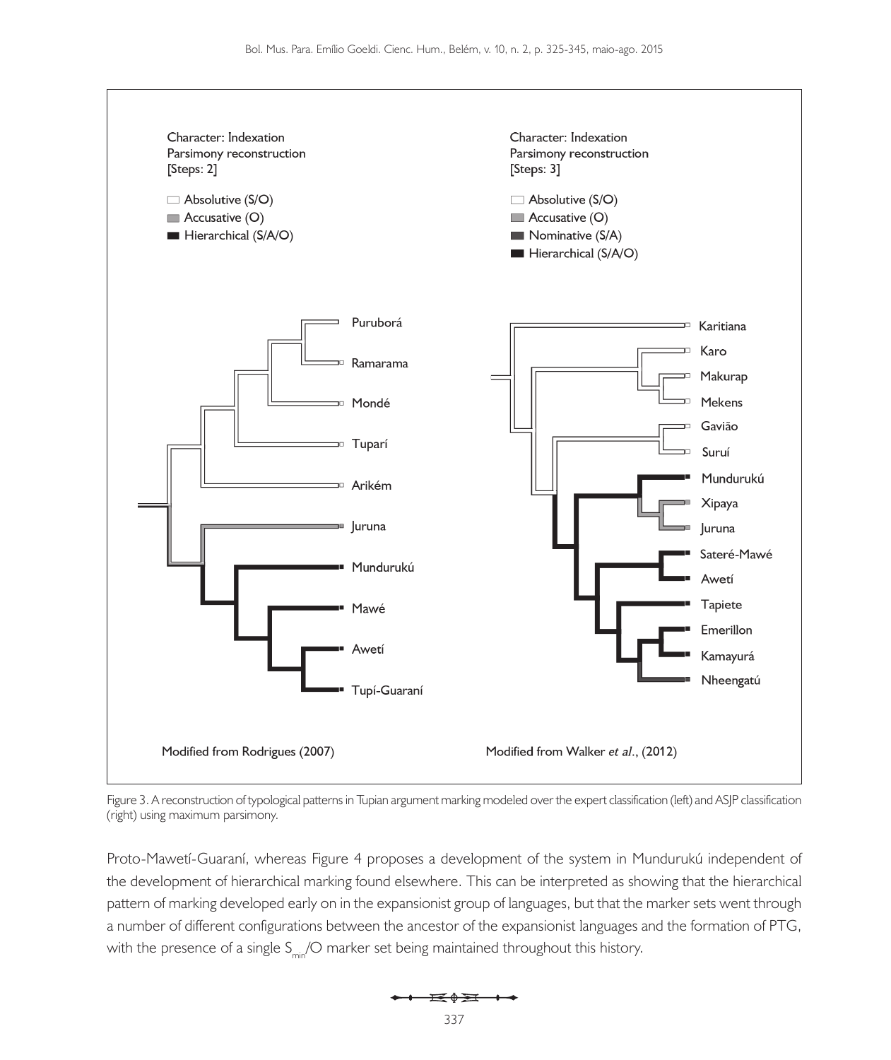Character: Indexation
Parsimony reconstruction
[Steps: 2]

- Absolutive (S/O)
- Accusative (O)
- Hierarchical (S/A/O)

Puruborá, Ramarama, Mondé, Tuparí, Arikém, Juruna, Mundurukú, Mawé, Awetí, Tupí-Guaraní

Modified from Rodrigues (2007)

Character: Indexation
Parsimony reconstruction
[Steps: 3]

- Absolutive (S/O)
- Accusative (O)
- Nominative (S/A)
- Hierarchical (S/A/O)

Karitiana, Karo, Makurap, Mekens, Gavião, Suruí, Mundurukú, Xipaya, Juruna, Sateré-Mawé, Awetí, Tapiete, Emerillon, Kamayurá, Nheengatú

Modified from Walker *et al*., (2012)

Figure 3. A reconstruction of typological patterns in Tupian argument marking modeled over the expert classification (left) and ASJP classification (right) using maximum parsimony.

Proto-Mawetí-Guaraní, whereas Figure 4 proposes a development of the system in Mundurukú independent of the development of hierarchical marking found elsewhere. This can be interpreted as showing that the hierarchical pattern of marking developed early on in the expansionist group of languages, but that the marker sets went through a number of different configurations between the ancestor of the expansionist languages and the formation of PTG, with the presence of a single $S_{min}$/O marker set being maintained throughout this history.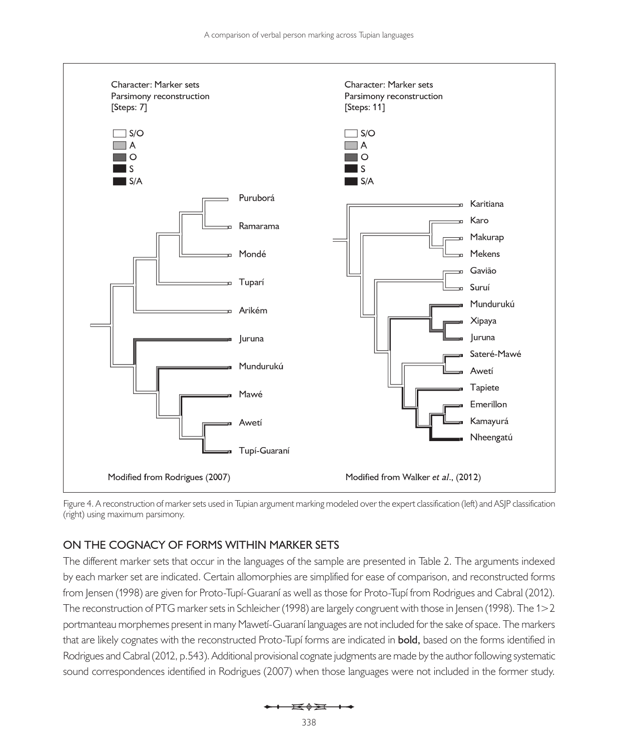Figure 4. A reconstruction of marker sets used in Tupian argument marking modeled over the expert classification (left) and ASJP classification (right) using maximum parsimony.

## ON THE COGNACY OF FORMS WITHIN MARKER SETS

The different marker sets that occur in the languages of the sample are presented in Table 2. The arguments indexed by each marker set are indicated. Certain allomorphies are simplified for ease of comparison, and reconstructed forms from Jensen (1998) are given for Proto-Tupí-Guaraní as well as those for Proto-Tupí from Rodrigues and Cabral (2012). The reconstruction of PTG marker sets in Schleicher (1998) are largely congruent with those in Jensen (1998). The 1>2 portmanteau morphemes present in many Mawetí-Guaraní languages are not included for the sake of space. The markers that are likely cognates with the reconstructed Proto-Tupí forms are indicated in **bold,** based on the forms identified in Rodrigues and Cabral (2012, p.543). Additional provisional cognate judgments are made by the author following systematic sound correspondences identified in Rodrigues (2007) when those languages were not included in the former study.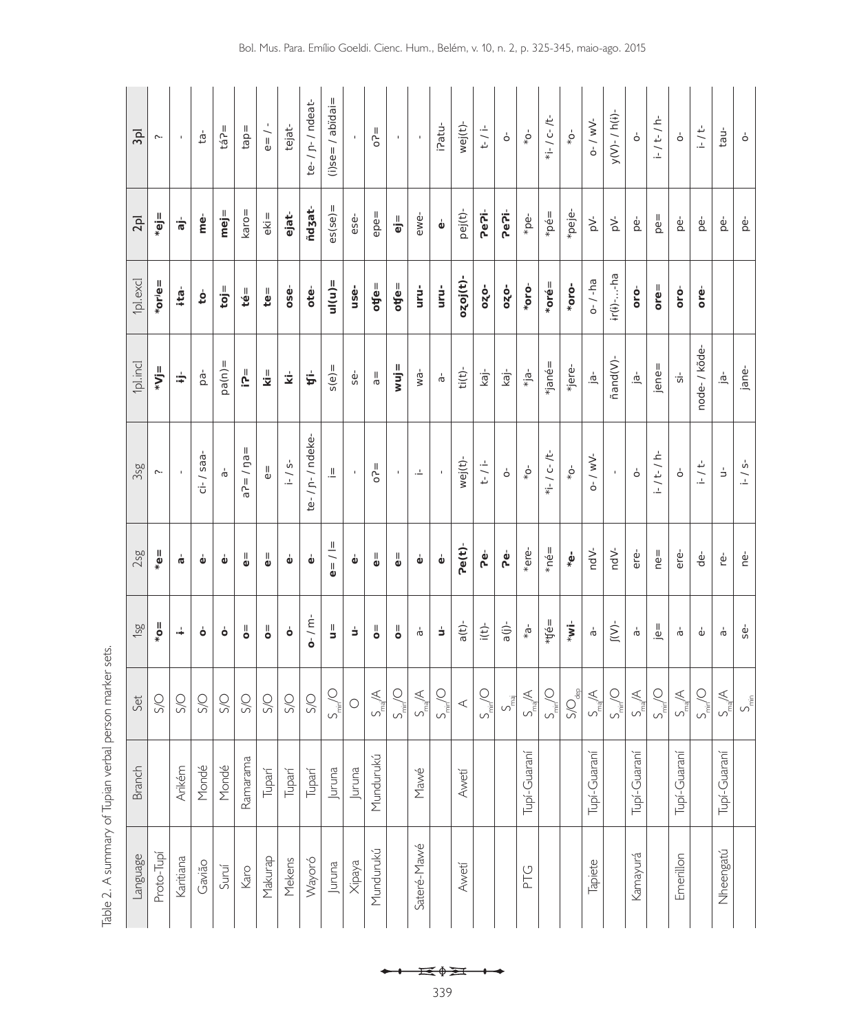Table 2. A summary of Tupian verbal person marker sets.

| Language | Branch | Set | 1sg | 2sg | 3sg | 1pl.incl | 1pl.excl | 2pl | 3pl |
|---|---|---|---|---|---|---|---|---|---|
| Proto-Tupí | | S/O | ***o=** | ***e=** | ? | ***Vj=** | ***orʲe=** | ***ej=** | ? |
| Karitiana | Arikém | S/O | **ɨ-** | **a-** | - | **ɨj-** | **ɨta-** | **aj-** | - |
| Gavião | Mondé | S/O | **o-** | **e-** | ci- / saa- | pa- | **to-** | **me-** | ta- |
| Suruí | Mondé | S/O | **o-** | **e-** | a- | pa(n)= | **toj=** | **mej=** | taʔ= |
| Karo | Ramarama | S/O | **o=** | **e=** | aʔ= / ŋa= | **iʔ=** | **té=** | karo= | tap= |
| Makurap | Tuparí | S/O | **o=** | **e=** | e= | **ki=** | **te=** | eki= | e= / - |
| Mekens | Tuparí | S/O | **o-** | **e-** | i- / s- | **ki-** | **ose-** | **ejat-** | tejat- |
| Wayoró | Tuparí | S/O | **o-** / m- | **e-** | te- / ɲ- / ndeke- | **ʧi-** | **ote-** | **ñdʒat-** | te- / ɲ- / ndeat- |
| Juruna | Juruna | $S_{min}$/O | **u=** | **e=** / l= | i= | s(e)= | **ul(u)=** | es(se)= | (i)se= / abïdai= |
| Xipaya | Juruna | O | **u-** | **e-** | - | se- | **use-** | ese- | - |
| Mundurukú | Mundurukú | $S_{maj}$/A | **o=** | **e=** | oʔ= | a= | **oʧe=** | epe= | oʔ= |
| | | $S_{min}$/O | **o=** | **e=** | - | **wuj=** | **oʧe=** | **ej=** | - |
| Sateré-Mawé | Mawé | $S_{maj}$/A | a- | **e-** | i- | wa- | **uru-** | ewe- | - |
| | | $S_{min}$/O | **u-** | **e-** | - | a- | **uru-** | **e-** | iʔatu- |
| Awetí | Awetí | A | a(t)- | **ʔe(t)-** | wej(t)- | ti(t)- | **ozoj(t)-** | pej(t)- | wej(t)- |
| | | $S_{min}$/O | i(t)- | **ʔe-** | t- / i- | kaj- | **ozo-** | **ʔeʔi-** | t- / i- |
| | | $S_{maj}$ | a(j)- | **ʔe-** | o- | kaj- | **ozo-** | **ʔeʔi-** | o- |
| PTG | Tupí-Guaraní | $S_{maj}$/A | *a- | *ere- | *o- | *ja- | ***oro-** | *pe- | *o- |
| | | $S_{min}$/O | ***ʧé=** | *né= | *i- / c- /t- | *jané= | ***oré=** | *pé= | *i- / c- /t- |
| | | S/$O_{dep}$ | ***wi-** | ***e-** | *o- | *jere- | ***oro-** | *peje- | *o- |
| Tapiete | Tupí-Guaraní | $S_{maj}$/A | a- | ndV- | o- / wV- | ja- | o- / -ha | pV- | o- / wV- |
| | | $S_{min}$/O | ʃ(V)- | ndV- | - | ñand(V)- | ɨr(ɨ)-...-ha | pV- | y(V)- / h(ɨ)- |
| Kamayurá | Tupí-Guaraní | $S_{maj}$/A | a- | ere- | o- | ja- | **oro-** | pe- | o- |
| | | $S_{min}$/O | je= | ne= | i- / t- / h- | jene= | **ore=** | pe= | i- / t- / h- |
| Emerillon | Tupí-Guaraní | $S_{maj}$/A | a- | ere- | o- | si- | **oro-** | pe- | o- |
| | | $S_{min}$/O | e- | de- | i- / t- | node- / köde- | **ore-** | pe- | i- / t- |
| Nheengatú | Tupí-Guaraní | $S_{maj}$/A | a- | re- | u- | ja- | | pe- | tau- |
| | | $S_{min}$ | se- | ne- | i- / s- | jane- | | pe- | o- |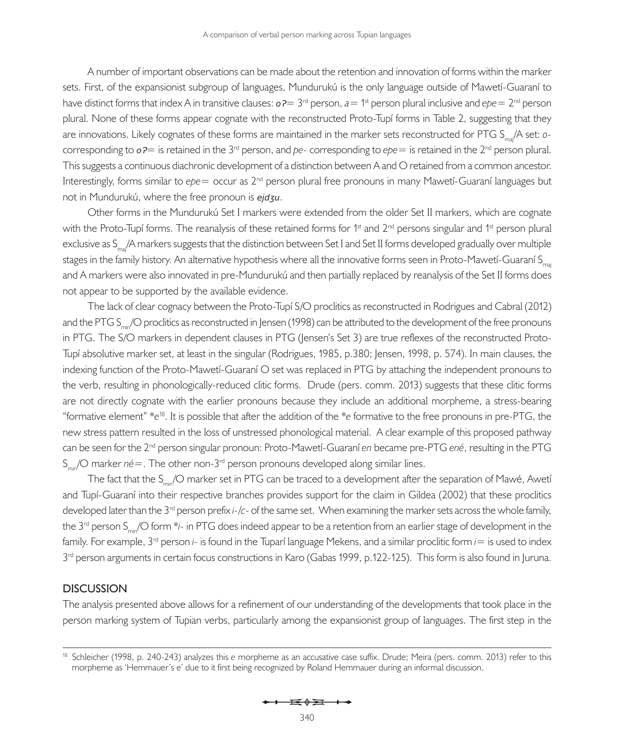A number of important observations can be made about the retention and innovation of forms within the marker sets. First, of the expansionist subgroup of languages, Mundurukú is the only language outside of Mawetí-Guaraní to have distinct forms that index A in transitive clauses: ***oʔ=*** 3rd person, *a=* 1st person plural inclusive and *epe=* 2nd person plural. None of these forms appear cognate with the reconstructed Proto-Tupí forms in Table 2, suggesting that they are innovations. Likely cognates of these forms are maintained in the marker sets reconstructed for PTG $S_{maj}$/A set: *o-* corresponding to ***oʔ=*** is retained in the 3rd person, and *pe-* corresponding to *epe=* is retained in the 2nd person plural. This suggests a continuous diachronic development of a distinction between A and O retained from a common ancestor. Interestingly, forms similar to *epe=* occur as 2nd person plural free pronouns in many Mawetí-Guaraní languages but not in Mundurukú, where the free pronoun is ***ejdʒu***.

Other forms in the Mundurukú Set I markers were extended from the older Set II markers, which are cognate with the Proto-Tupí forms. The reanalysis of these retained forms for 1st and 2nd persons singular and 1st person plural exclusive as $S_{maj}$/A markers suggests that the distinction between Set I and Set II forms developed gradually over multiple stages in the family history. An alternative hypothesis where all the innovative forms seen in Proto-Mawetí-Guaraní $S_{maj}$ and A markers were also innovated in pre-Mundurukú and then partially replaced by reanalysis of the Set II forms does not appear to be supported by the available evidence.

The lack of clear cognacy between the Proto-Tupí S/O proclitics as reconstructed in Rodrigues and Cabral (2012) and the PTG $S_{min}$/O proclitics as reconstructed in Jensen (1998) can be attributed to the development of the free pronouns in PTG. The S/O markers in dependent clauses in PTG (Jensen's Set 3) are true reflexes of the reconstructed Proto-Tupí absolutive marker set, at least in the singular (Rodrigues, 1985, p.380; Jensen, 1998, p. 574). In main clauses, the indexing function of the Proto-Mawetí-Guaraní O set was replaced in PTG by attaching the independent pronouns to the verb, resulting in phonologically-reduced clitic forms. Drude (pers. comm. 2013) suggests that these clitic forms are not directly cognate with the earlier pronouns because they include an additional morpheme, a stress-bearing "formative element" **e*[18]. It is possible that after the addition of the **e* formative to the free pronouns in pre-PTG, the new stress pattern resulted in the loss of unstressed phonological material. A clear example of this proposed pathway can be seen for the 2nd person singular pronoun: Proto-Mawetí-Guaraní *en* became pre-PTG *ené*, resulting in the PTG $S_{min}$/O marker *né=*. The other non-3rd person pronouns developed along similar lines.

The fact that the $S_{min}$/O marker set in PTG can be traced to a development after the separation of Mawé, Awetí and Tupí-Guaraní into their respective branches provides support for the claim in Gildea (2002) that these proclitics developed later than the 3rd person prefix *i-/c-* of the same set. When examining the marker sets across the whole family, the 3rd person $S_{min}$/O form **i-* in PTG does indeed appear to be a retention from an earlier stage of development in the family. For example, 3rd person *i-* is found in the Tuparí language Mekens, and a similar proclitic form *i=* is used to index 3rd person arguments in certain focus constructions in Karo (Gabas 1999, p.122-125). This form is also found in Juruna.

## DISCUSSION

The analysis presented above allows for a refinement of our understanding of the developments that took place in the person marking system of Tupian verbs, particularly among the expansionist group of languages. The first step in the

---

[18] Schleicher (1998, p. 240-243) analyzes this *e* morpheme as an accusative case suffix. Drude; Meira (pers. comm. 2013) refer to this morpheme as 'Hemmauer's e' due to it first being recognized by Roland Hemmauer during an informal discussion.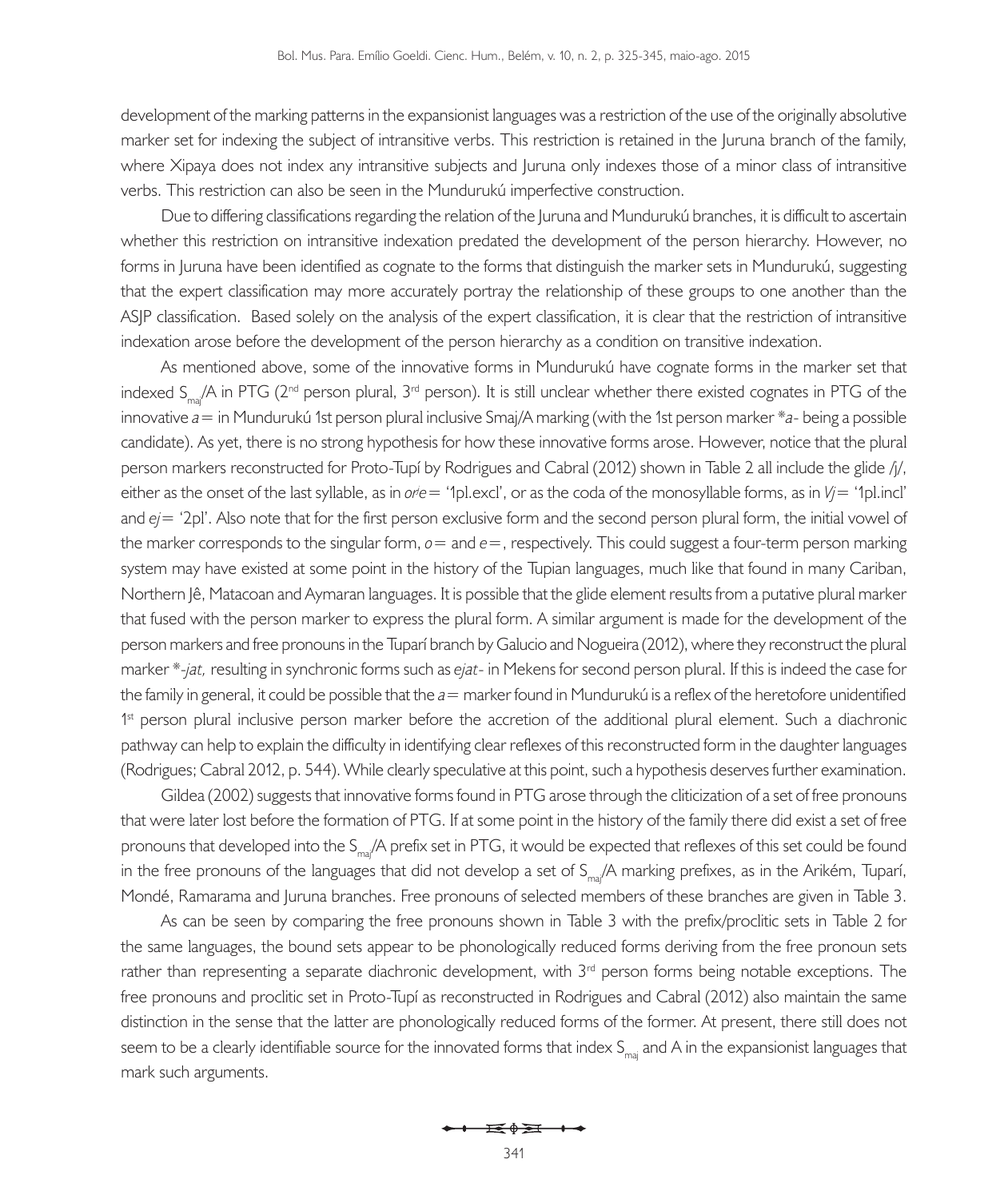development of the marking patterns in the expansionist languages was a restriction of the use of the originally absolutive marker set for indexing the subject of intransitive verbs. This restriction is retained in the Juruna branch of the family, where Xipaya does not index any intransitive subjects and Juruna only indexes those of a minor class of intransitive verbs. This restriction can also be seen in the Mundurukú imperfective construction.

Due to differing classifications regarding the relation of the Juruna and Mundurukú branches, it is difficult to ascertain whether this restriction on intransitive indexation predated the development of the person hierarchy. However, no forms in Juruna have been identified as cognate to the forms that distinguish the marker sets in Mundurukú, suggesting that the expert classification may more accurately portray the relationship of these groups to one another than the ASJP classification. Based solely on the analysis of the expert classification, it is clear that the restriction of intransitive indexation arose before the development of the person hierarchy as a condition on transitive indexation.

As mentioned above, some of the innovative forms in Mundurukú have cognate forms in the marker set that indexed $S_{maj}$/A in PTG (2nd person plural, 3rd person). It is still unclear whether there existed cognates in PTG of the innovative *a=* in Mundurukú 1st person plural inclusive Smaj/A marking (with the 1st person marker *\*a-* being a possible candidate). As yet, there is no strong hypothesis for how these innovative forms arose. However, notice that the plural person markers reconstructed for Proto-Tupí by Rodrigues and Cabral (2012) shown in Table 2 all include the glide /j/, either as the onset of the last syllable, as in *or^je=* '1pl.excl', or as the coda of the monosyllable forms, as in *Vj=* '1pl.incl' and *ej=* '2pl'. Also note that for the first person exclusive form and the second person plural form, the initial vowel of the marker corresponds to the singular form, *o=* and *e=*, respectively. This could suggest a four-term person marking system may have existed at some point in the history of the Tupian languages, much like that found in many Cariban, Northern Jê, Matacoan and Aymaran languages. It is possible that the glide element results from a putative plural marker that fused with the person marker to express the plural form. A similar argument is made for the development of the person markers and free pronouns in the Tuparí branch by Galucio and Nogueira (2012), where they reconstruct the plural marker *\*-jat,* resulting in synchronic forms such as *ejat-* in Mekens for second person plural. If this is indeed the case for the family in general, it could be possible that the *a=* marker found in Mundurukú is a reflex of the heretofore unidentified 1st person plural inclusive person marker before the accretion of the additional plural element. Such a diachronic pathway can help to explain the difficulty in identifying clear reflexes of this reconstructed form in the daughter languages (Rodrigues; Cabral 2012, p. 544). While clearly speculative at this point, such a hypothesis deserves further examination.

Gildea (2002) suggests that innovative forms found in PTG arose through the cliticization of a set of free pronouns that were later lost before the formation of PTG. If at some point in the history of the family there did exist a set of free pronouns that developed into the $S_{maj}$/A prefix set in PTG, it would be expected that reflexes of this set could be found in the free pronouns of the languages that did not develop a set of $S_{maj}$/A marking prefixes, as in the Arikém, Tuparí, Mondé, Ramarama and Juruna branches. Free pronouns of selected members of these branches are given in Table 3.

As can be seen by comparing the free pronouns shown in Table 3 with the prefix/proclitic sets in Table 2 for the same languages, the bound sets appear to be phonologically reduced forms deriving from the free pronoun sets rather than representing a separate diachronic development, with 3rd person forms being notable exceptions. The free pronouns and proclitic set in Proto-Tupí as reconstructed in Rodrigues and Cabral (2012) also maintain the same distinction in the sense that the latter are phonologically reduced forms of the former. At present, there still does not seem to be a clearly identifiable source for the innovated forms that index $S_{maj}$ and A in the expansionist languages that mark such arguments.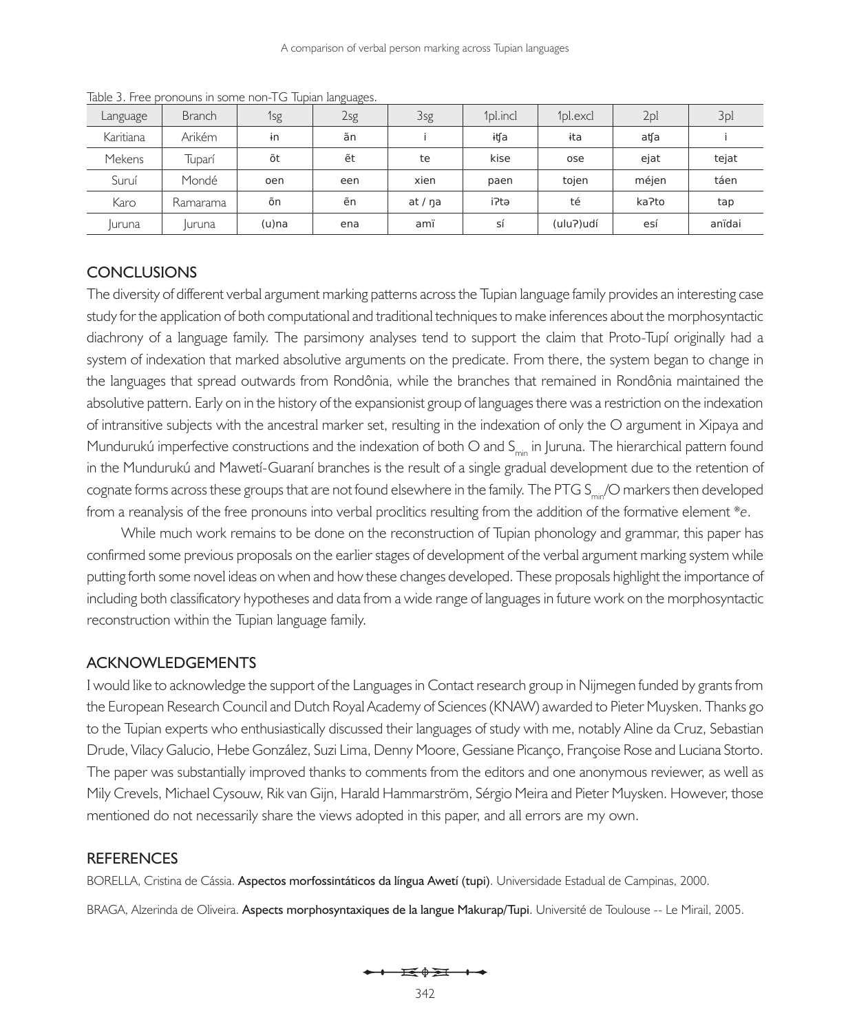Table 3. Free pronouns in some non-TG Tupian languages.

| Language | Branch | 1sg | 2sg | 3sg | 1pl.incl | 1pl.excl | 2pl | 3pl |
|---|---|---|---|---|---|---|---|---|
| Karitiana | Arikém | ɨn | ãn | i | ɨʧa | ɨta | aʧa | i |
| Mekens | Tuparí | õt | ẽt | te | kise | ose | ejat | tejat |
| Suruí | Mondé | oen | een | xien | paen | tojen | méjen | táen |
| Karo | Ramarama | õn | ẽn | at / ŋa | iʔtə | té | kaʔto | tap |
| Juruna | Juruna | (u)na | ena | amï | sí | (uluʔ)udí | esí | anïdai |

## CONCLUSIONS

The diversity of different verbal argument marking patterns across the Tupian language family provides an interesting case study for the application of both computational and traditional techniques to make inferences about the morphosyntactic diachrony of a language family. The parsimony analyses tend to support the claim that Proto-Tupí originally had a system of indexation that marked absolutive arguments on the predicate. From there, the system began to change in the languages that spread outwards from Rondônia, while the branches that remained in Rondônia maintained the absolutive pattern. Early on in the history of the expansionist group of languages there was a restriction on the indexation of intransitive subjects with the ancestral marker set, resulting in the indexation of only the O argument in Xipaya and Mundurukú imperfective constructions and the indexation of both O and $S_{min}$ in Juruna. The hierarchical pattern found in the Mundurukú and Mawetí-Guaraní branches is the result of a single gradual development due to the retention of cognate forms across these groups that are not found elsewhere in the family. The PTG $S_{min}$/O markers then developed from a reanalysis of the free pronouns into verbal proclitics resulting from the addition of the formative element **e*.

While much work remains to be done on the reconstruction of Tupian phonology and grammar, this paper has confirmed some previous proposals on the earlier stages of development of the verbal argument marking system while putting forth some novel ideas on when and how these changes developed. These proposals highlight the importance of including both classificatory hypotheses and data from a wide range of languages in future work on the morphosyntactic reconstruction within the Tupian language family.

## ACKNOWLEDGEMENTS

I would like to acknowledge the support of the Languages in Contact research group in Nijmegen funded by grants from the European Research Council and Dutch Royal Academy of Sciences (KNAW) awarded to Pieter Muysken. Thanks go to the Tupian experts who enthusiastically discussed their languages of study with me, notably Aline da Cruz, Sebastian Drude, Vilacy Galucio, Hebe González, Suzi Lima, Denny Moore, Gessiane Picanço, Françoise Rose and Luciana Storto. The paper was substantially improved thanks to comments from the editors and one anonymous reviewer, as well as Mily Crevels, Michael Cysouw, Rik van Gijn, Harald Hammarström, Sérgio Meira and Pieter Muysken. However, those mentioned do not necessarily share the views adopted in this paper, and all errors are my own.

## REFERENCES

BORELLA, Cristina de Cássia. **Aspectos morfossintáticos da língua Awetí (tupi)**. Universidade Estadual de Campinas, 2000.

BRAGA, Alzerinda de Oliveira. **Aspects morphosyntaxiques de la langue Makurap/Tupi**. Université de Toulouse -- Le Mirail, 2005.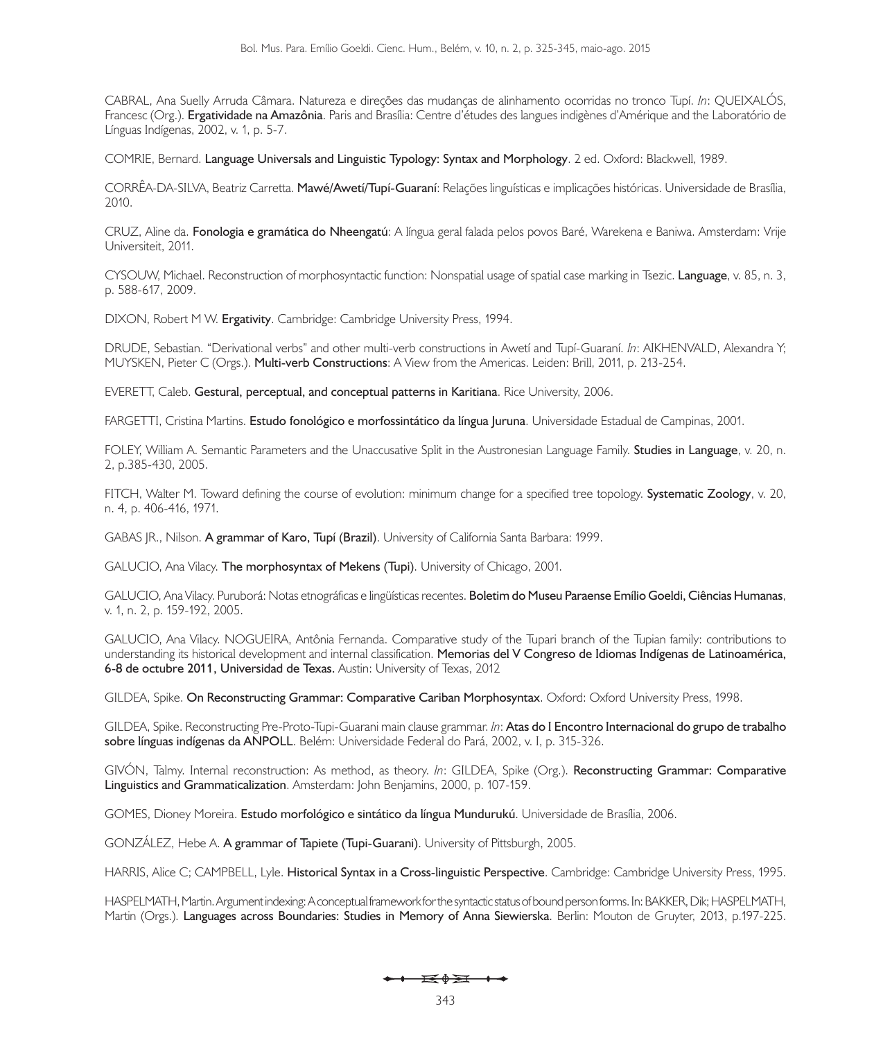CABRAL, Ana Suelly Arruda Câmara. Natureza e direções das mudanças de alinhamento ocorridas no tronco Tupí. *In*: QUEIXALÓS, Francesc (Org.). **Ergatividade na Amazônia**. Paris and Brasília: Centre d'études des langues indigènes d'Amérique and the Laboratório de Línguas Indígenas, 2002, v. 1, p. 5-7.

COMRIE, Bernard. **Language Universals and Linguistic Typology: Syntax and Morphology**. 2 ed. Oxford: Blackwell, 1989.

CORRÊA-DA-SILVA, Beatriz Carretta. **Mawé/Awetí/Tupí-Guaraní**: Relações linguísticas e implicações históricas. Universidade de Brasília, 2010.

CRUZ, Aline da. **Fonologia e gramática do Nheengatú**: A língua geral falada pelos povos Baré, Warekena e Baniwa. Amsterdam: Vrije Universiteit, 2011.

CYSOUW, Michael. Reconstruction of morphosyntactic function: Nonspatial usage of spatial case marking in Tsezic. **Language**, v. 85, n. 3, p. 588-617, 2009.

DIXON, Robert M W. **Ergativity**. Cambridge: Cambridge University Press, 1994.

DRUDE, Sebastian. "Derivational verbs" and other multi-verb constructions in Awetí and Tupí-Guaraní. *In*: AIKHENVALD, Alexandra Y; MUYSKEN, Pieter C (Orgs.). **Multi-verb Constructions**: A View from the Americas. Leiden: Brill, 2011, p. 213-254.

EVERETT, Caleb. **Gestural, perceptual, and conceptual patterns in Karitiana**. Rice University, 2006.

FARGETTI, Cristina Martins. **Estudo fonológico e morfossintático da língua Juruna**. Universidade Estadual de Campinas, 2001.

FOLEY, William A. Semantic Parameters and the Unaccusative Split in the Austronesian Language Family. **Studies in Language**, v. 20, n. 2, p.385-430, 2005.

FITCH, Walter M. Toward defining the course of evolution: minimum change for a specified tree topology. **Systematic Zoology**, v. 20, n. 4, p. 406-416, 1971.

GABAS JR., Nilson. **A grammar of Karo, Tupí (Brazil)**. University of California Santa Barbara: 1999.

GALUCIO, Ana Vilacy. **The morphosyntax of Mekens (Tupi)**. University of Chicago, 2001.

GALUCIO, Ana Vilacy. Puruborá: Notas etnográficas e lingüísticas recentes. **Boletim do Museu Paraense Emílio Goeldi, Ciências Humanas**, v. 1, n. 2, p. 159-192, 2005.

GALUCIO, Ana Vilacy. NOGUEIRA, Antônia Fernanda. Comparative study of the Tupari branch of the Tupian family: contributions to understanding its historical development and internal classification. **Memorias del V Congreso de Idiomas Indígenas de Latinoamérica, 6-8 de octubre 2011, Universidad de Texas.** Austin: University of Texas, 2012

GILDEA, Spike. **On Reconstructing Grammar: Comparative Cariban Morphosyntax**. Oxford: Oxford University Press, 1998.

GILDEA, Spike. Reconstructing Pre-Proto-Tupi-Guarani main clause grammar. *In*: **Atas do I Encontro Internacional do grupo de trabalho sobre línguas indígenas da ANPOLL**. Belém: Universidade Federal do Pará, 2002, v. I, p. 315-326.

GIVÓN, Talmy. Internal reconstruction: As method, as theory. *In*: GILDEA, Spike (Org.). **Reconstructing Grammar: Comparative Linguistics and Grammaticalization**. Amsterdam: John Benjamins, 2000, p. 107-159.

GOMES, Dioney Moreira. **Estudo morfológico e sintático da língua Mundurukú**. Universidade de Brasília, 2006.

GONZÁLEZ, Hebe A. **A grammar of Tapiete (Tupi-Guarani)**. University of Pittsburgh, 2005.

HARRIS, Alice C; CAMPBELL, Lyle. **Historical Syntax in a Cross-linguistic Perspective**. Cambridge: Cambridge University Press, 1995.

HASPELMATH, Martin. Argument indexing: A conceptual framework for the syntactic status of bound person forms. In: BAKKER, Dik; HASPELMATH, Martin (Orgs.). **Languages across Boundaries: Studies in Memory of Anna Siewierska**. Berlin: Mouton de Gruyter, 2013, p.197-225.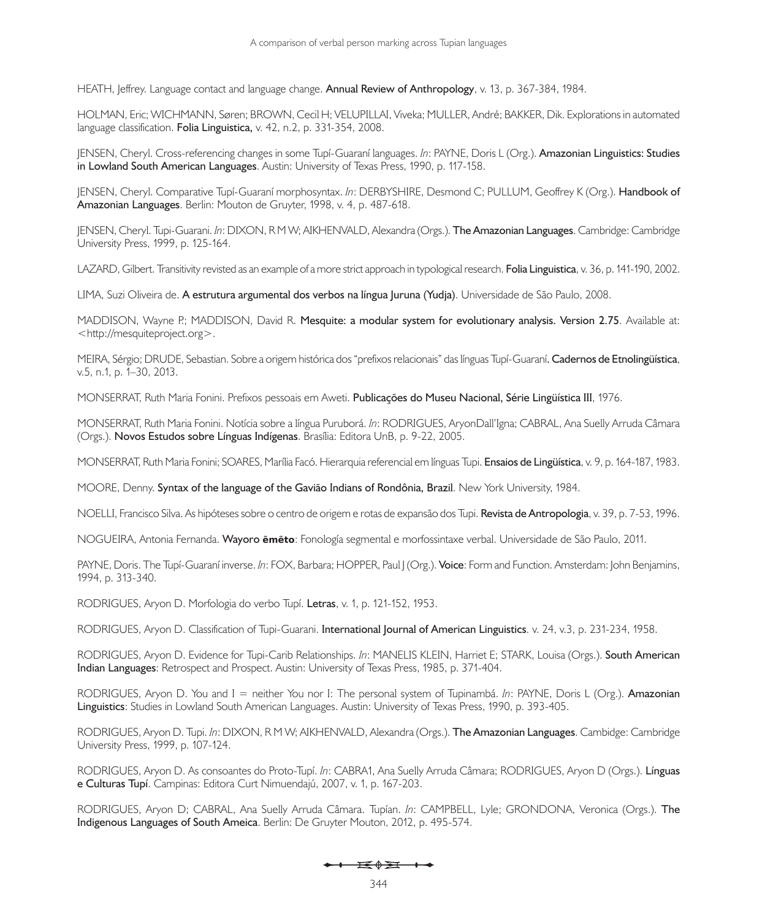HEATH, Jeffrey. Language contact and language change. **Annual Review of Anthropology**, v. 13, p. 367-384, 1984.

HOLMAN, Eric; WICHMANN, Søren; BROWN, Cecil H; VELUPILLAI, Viveka; MULLER, André; BAKKER, Dik. Explorations in automated language classification. **Folia Linguistica,** v. 42, n.2, p. 331-354, 2008.

JENSEN, Cheryl. Cross-referencing changes in some Tupí-Guaraní languages. *In*: PAYNE, Doris L (Org.). **Amazonian Linguistics: Studies in Lowland South American Languages**. Austin: University of Texas Press, 1990, p. 117-158.

JENSEN, Cheryl. Comparative Tupí-Guaraní morphosyntax. *In*: DERBYSHIRE, Desmond C; PULLUM, Geoffrey K (Org.). **Handbook of Amazonian Languages**. Berlin: Mouton de Gruyter, 1998, v. 4, p. 487-618.

JENSEN, Cheryl. Tupi-Guarani. *In*: DIXON, R M W; AIKHENVALD, Alexandra (Orgs.). **The Amazonian Languages**. Cambridge: Cambridge University Press, 1999, p. 125-164.

LAZARD, Gilbert. Transitivity revisted as an example of a more strict approach in typological research. **Folia Linguistica**, v. 36, p. 141-190, 2002.

LIMA, Suzi Oliveira de. **A estrutura argumental dos verbos na língua Juruna (Yudja)**. Universidade de São Paulo, 2008.

MADDISON, Wayne P.; MADDISON, David R. **Mesquite: a modular system for evolutionary analysis. Version 2.75**. Available at: <http://mesquiteproject.org>.

MEIRA, Sérgio; DRUDE, Sebastian. Sobre a origem histórica dos "prefixos relacionais" das línguas Tupí-Guaraní. **Cadernos de Etnolingüística**, v.5, n.1, p. 1–30, 2013.

MONSERRAT, Ruth Maria Fonini. Prefixos pessoais em Aweti. **Publicações do Museu Nacional, Série Lingüística III**, 1976.

MONSERRAT, Ruth Maria Fonini. Notícia sobre a língua Puruborá. *In*: RODRIGUES, AryonDall'Igna; CABRAL, Ana Suelly Arruda Câmara (Orgs.). **Novos Estudos sobre Línguas Indígenas**. Brasília: Editora UnB, p. 9-22, 2005.

MONSERRAT, Ruth Maria Fonini; SOARES, Marília Facó. Hierarquia referencial em línguas Tupi. **Ensaios de Lingüística**, v. 9, p. 164-187, 1983.

MOORE, Denny. **Syntax of the language of the Gavião Indians of Rondônia, Brazil**. New York University, 1984.

NOELLI, Francisco Silva. As hipóteses sobre o centro de origem e rotas de expansão dos Tupi. **Revista de Antropologia**, v. 39, p. 7-53, 1996.

NOGUEIRA, Antonia Fernanda. **Wayoro ẽmẽto**: Fonología segmental e morfossintaxe verbal. Universidade de São Paulo, 2011.

PAYNE, Doris. The Tupí-Guaraní inverse. *In*: FOX, Barbara; HOPPER, Paul J (Org.). **Voice**: Form and Function. Amsterdam: John Benjamins, 1994, p. 313-340.

RODRIGUES, Aryon D. Morfologia do verbo Tupí. **Letras**, v. 1, p. 121-152, 1953.

RODRIGUES, Aryon D. Classification of Tupi-Guarani. **International Journal of American Linguistics**. v. 24, v.3, p. 231-234, 1958.

RODRIGUES, Aryon D. Evidence for Tupi-Carib Relationships. *In*: MANELIS KLEIN, Harriet E; STARK, Louisa (Orgs.). **South American Indian Languages**: Retrospect and Prospect. Austin: University of Texas Press, 1985, p. 371-404.

RODRIGUES, Aryon D. You and I = neither You nor I: The personal system of Tupinambá. *In*: PAYNE, Doris L (Org.). **Amazonian Linguistics**: Studies in Lowland South American Languages. Austin: University of Texas Press, 1990, p. 393-405.

RODRIGUES, Aryon D. Tupi. *In*: DIXON, R M W; AIKHENVALD, Alexandra (Orgs.). **The Amazonian Languages**. Cambidge: Cambridge University Press, 1999, p. 107-124.

RODRIGUES, Aryon D. As consoantes do Proto-Tupí. *In*: CABRA1, Ana Suelly Arruda Câmara; RODRIGUES, Aryon D (Orgs.). **Línguas e Culturas Tupí**. Campinas: Editora Curt Nimuendajú, 2007, v. 1, p. 167-203.

RODRIGUES, Aryon D; CABRAL, Ana Suelly Arruda Câmara. Tupían. *In*: CAMPBELL, Lyle; GRONDONA, Veronica (Orgs.). **The Indigenous Languages of South Ameica**. Berlin: De Gruyter Mouton, 2012, p. 495-574.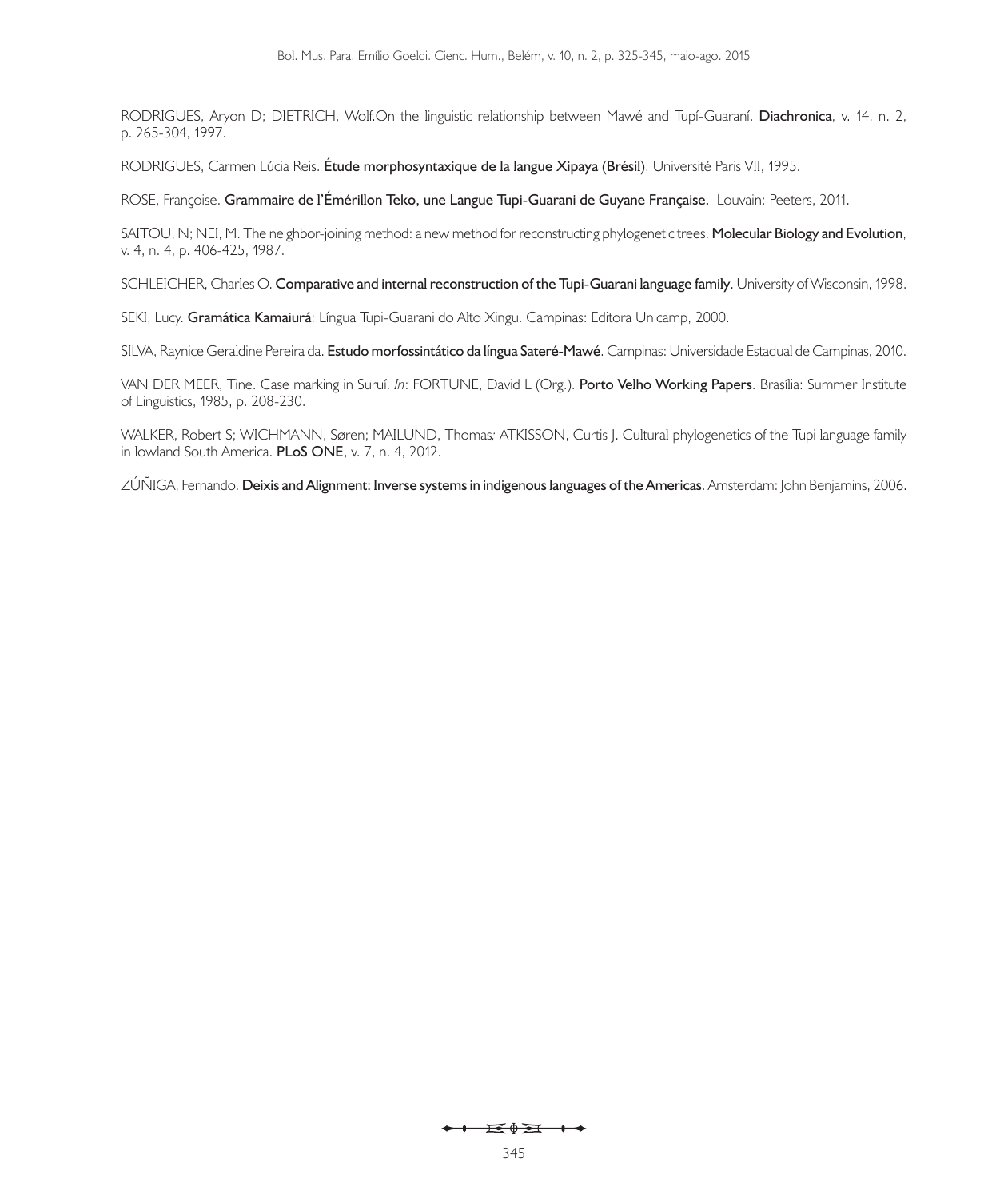RODRIGUES, Aryon D; DIETRICH, Wolf.On the linguistic relationship between Mawé and Tupí-Guaraní. **Diachronica**, v. 14, n. 2, p. 265-304, 1997.

RODRIGUES, Carmen Lúcia Reis. **Étude morphosyntaxique de la langue Xipaya (Brésil)**. Université Paris VII, 1995.

ROSE, Françoise. **Grammaire de l'Émérillon Teko, une Langue Tupi-Guarani de Guyane Française.** Louvain: Peeters, 2011.

SAITOU, N; NEI, M. The neighbor-joining method: a new method for reconstructing phylogenetic trees. **Molecular Biology and Evolution**, v. 4, n. 4, p. 406-425, 1987.

SCHLEICHER, Charles O. **Comparative and internal reconstruction of the Tupi-Guarani language family**. University of Wisconsin, 1998.

SEKI, Lucy. **Gramática Kamaiurá**: Língua Tupi-Guarani do Alto Xingu. Campinas: Editora Unicamp, 2000.

SILVA, Raynice Geraldine Pereira da. **Estudo morfossintático da língua Sateré-Mawé**. Campinas: Universidade Estadual de Campinas, 2010.

VAN DER MEER, Tine. Case marking in Suruí. *In*: FORTUNE, David L (Org.). **Porto Velho Working Papers**. Brasília: Summer Institute of Linguistics, 1985, p. 208-230.

WALKER, Robert S; WICHMANN, Søren; MAILUND, Thomas; ATKISSON, Curtis J. Cultural phylogenetics of the Tupi language family in lowland South America. **PLoS ONE**, v. 7, n. 4, 2012.

ZÚÑIGA, Fernando. **Deixis and Alignment: Inverse systems in indigenous languages of the Americas**. Amsterdam: John Benjamins, 2006.